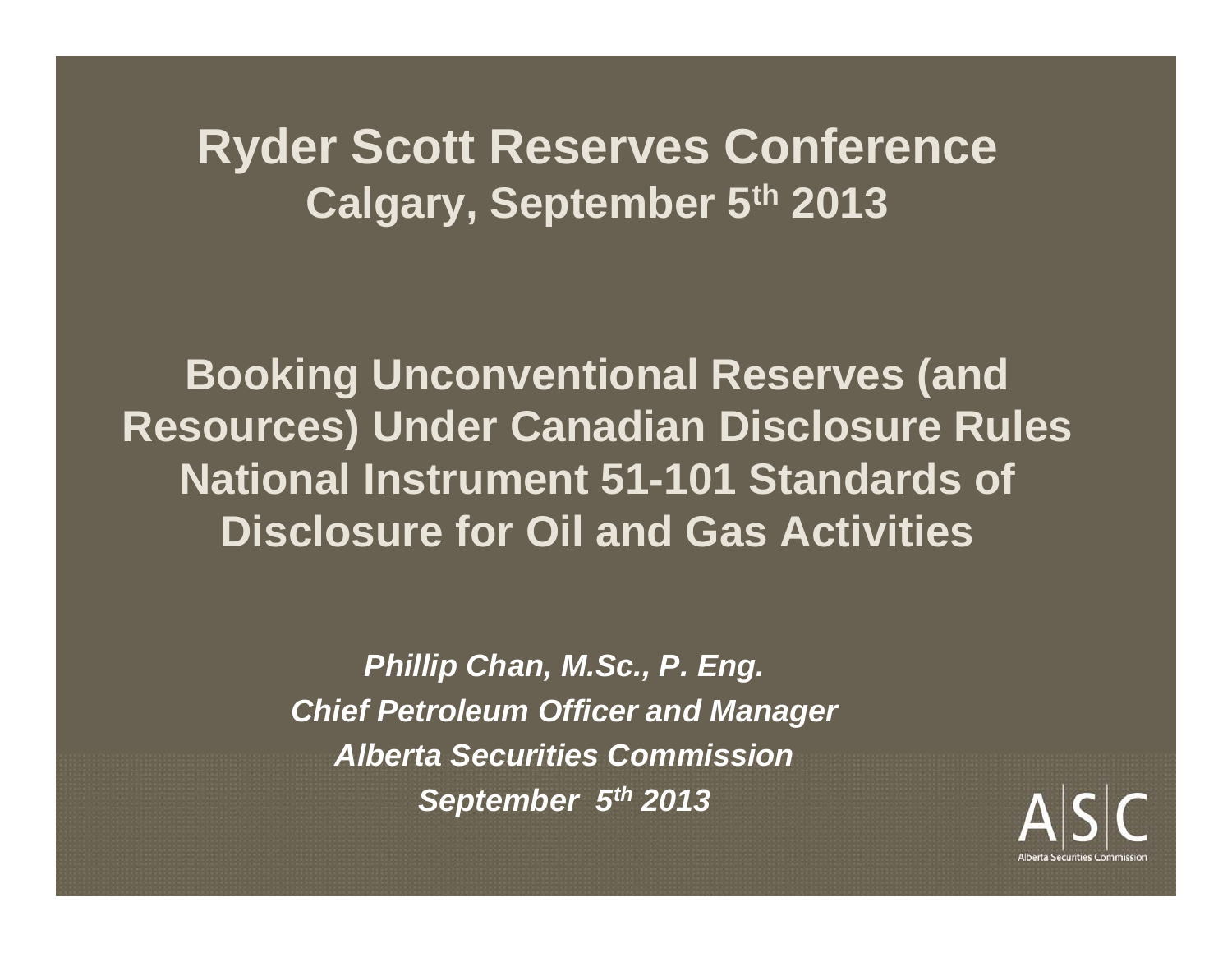# Ryder Scott Reserves Conference

## Calgary, September 5th 2013

# Booking Unconventional Reserves (and Resources) Under Canadian Disclosure Rules National Instrument 51-101 Standards of Disclosure for Oil and Gas Activities

***Phillip Chan, M.Sc., P. Eng.***

***Chief Petroleum Officer and Manager***

***Alberta Securities Commission***

***September 5th 2013***

ASC

Alberta Securities Commission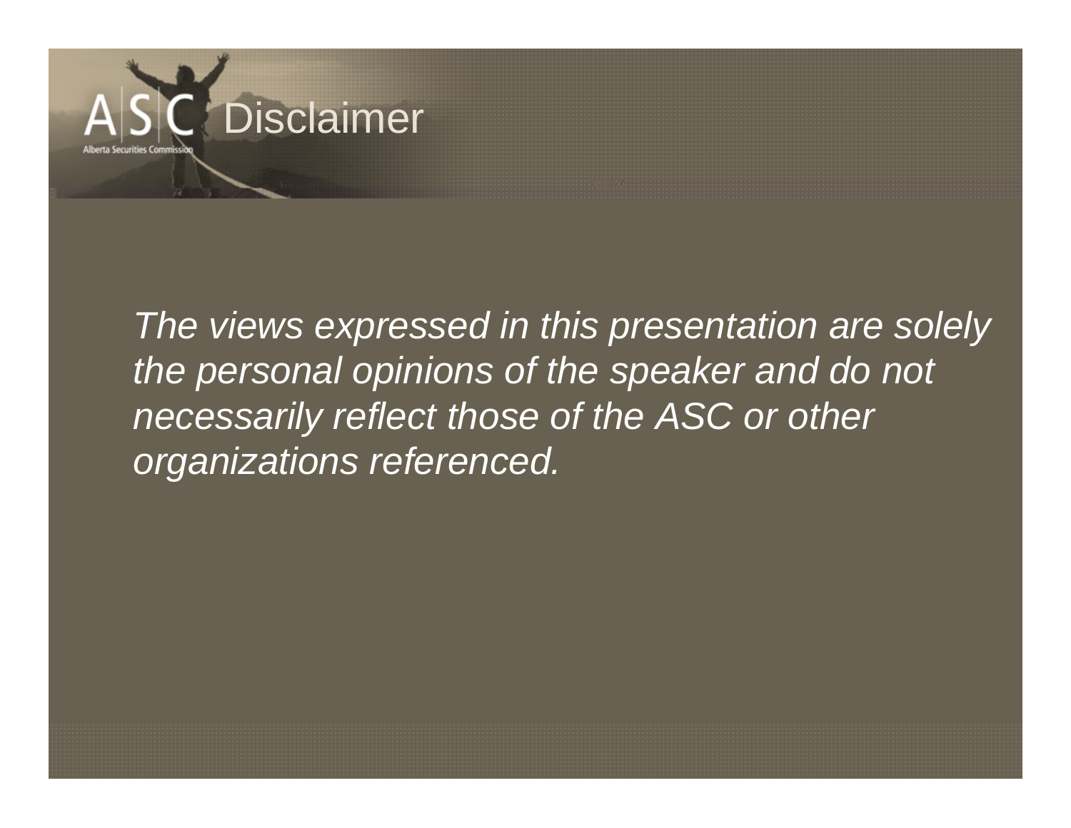# Disclaimer

*The views expressed in this presentation are solely the personal opinions of the speaker and do not necessarily reflect those of the ASC or other organizations referenced.*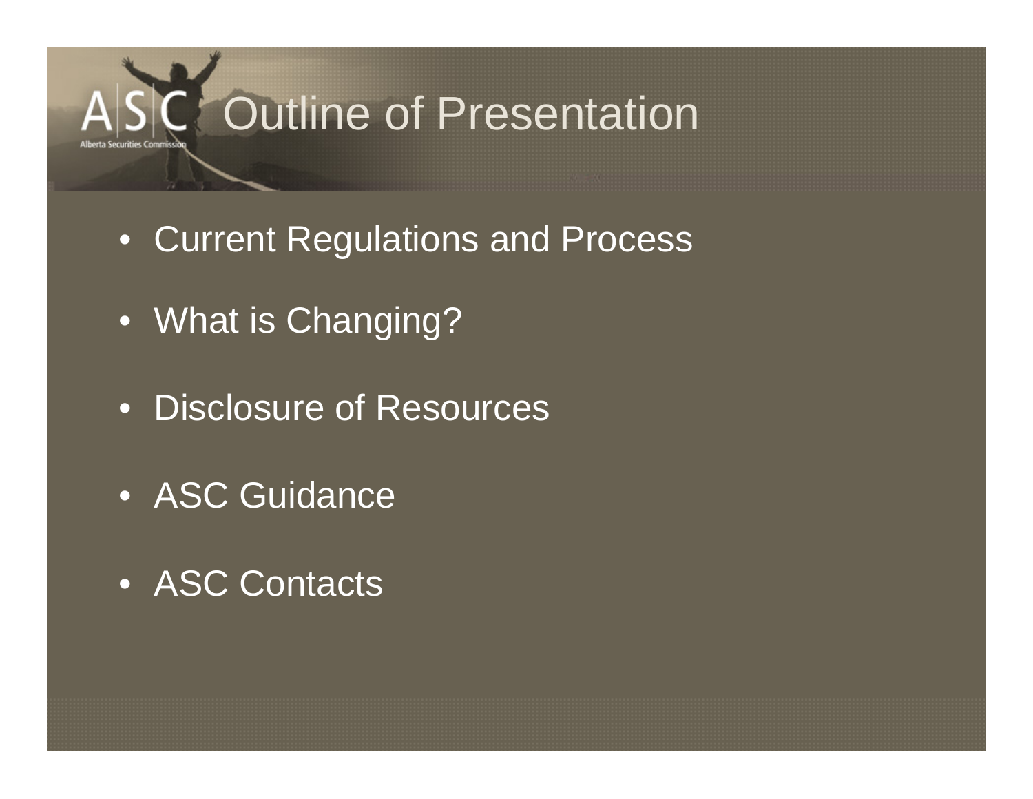# Outline of Presentation

- Current Regulations and Process
- What is Changing?
- Disclosure of Resources
- ASC Guidance
- ASC Contacts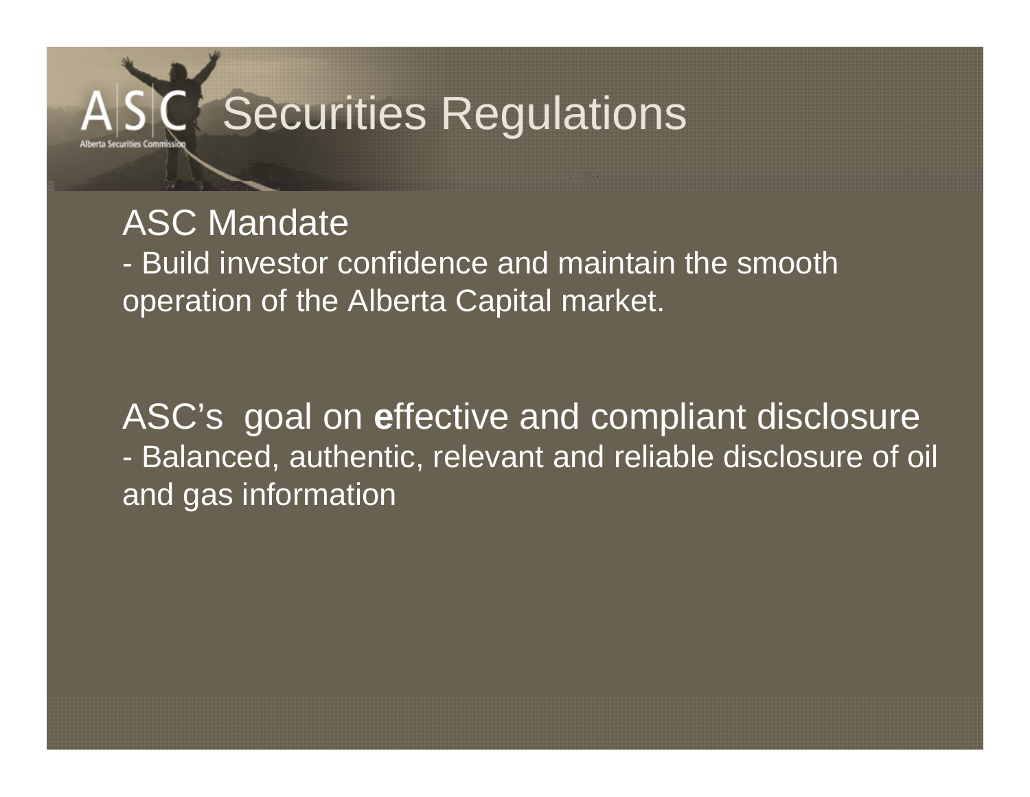# Securities Regulations

## ASC Mandate

- Build investor confidence and maintain the smooth operation of the Alberta Capital market.

## ASC's goal on **e**ffective and compliant disclosure

- Balanced, authentic, relevant and reliable disclosure of oil and gas information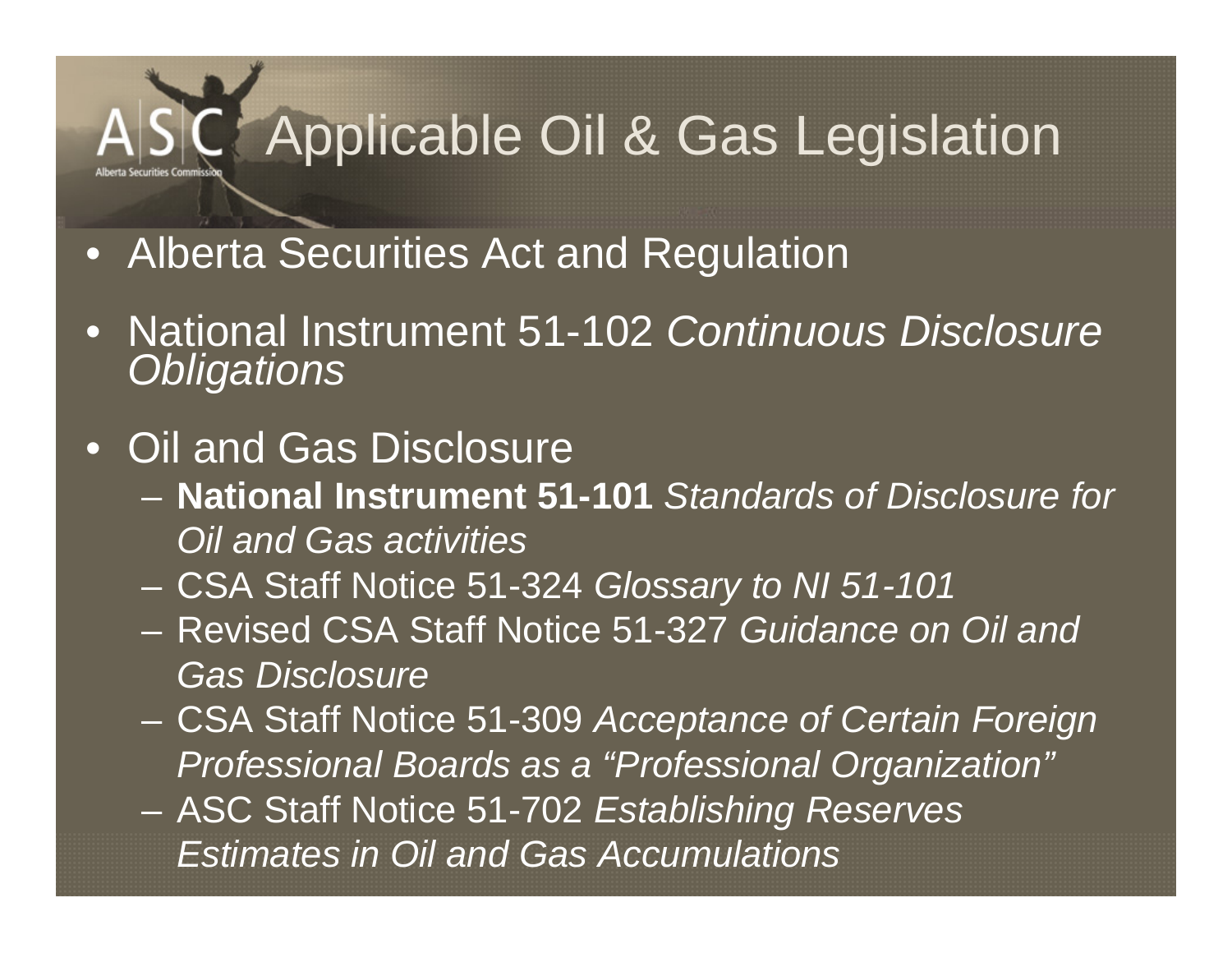# Applicable Oil & Gas Legislation

- Alberta Securities Act and Regulation
- National Instrument 51-102 *Continuous Disclosure Obligations*
- Oil and Gas Disclosure
  - **National Instrument 51-101** *Standards of Disclosure for Oil and Gas activities*
  - CSA Staff Notice 51-324 *Glossary to NI 51-101*
  - Revised CSA Staff Notice 51-327 *Guidance on Oil and Gas Disclosure*
  - CSA Staff Notice 51-309 *Acceptance of Certain Foreign Professional Boards as a "Professional Organization"*
  - ASC Staff Notice 51-702 *Establishing Reserves Estimates in Oil and Gas Accumulations*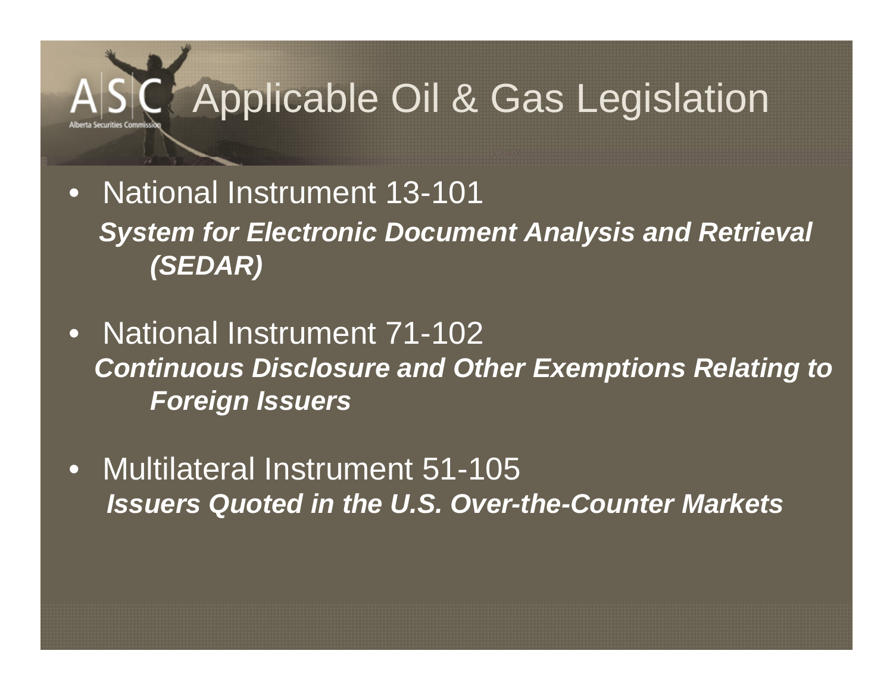# Applicable Oil & Gas Legislation

- National Instrument 13-101
  ***System for Electronic Document Analysis and Retrieval (SEDAR)***
- National Instrument 71-102
  ***Continuous Disclosure and Other Exemptions Relating to Foreign Issuers***
- Multilateral Instrument 51-105
  ***Issuers Quoted in the U.S. Over-the-Counter Markets***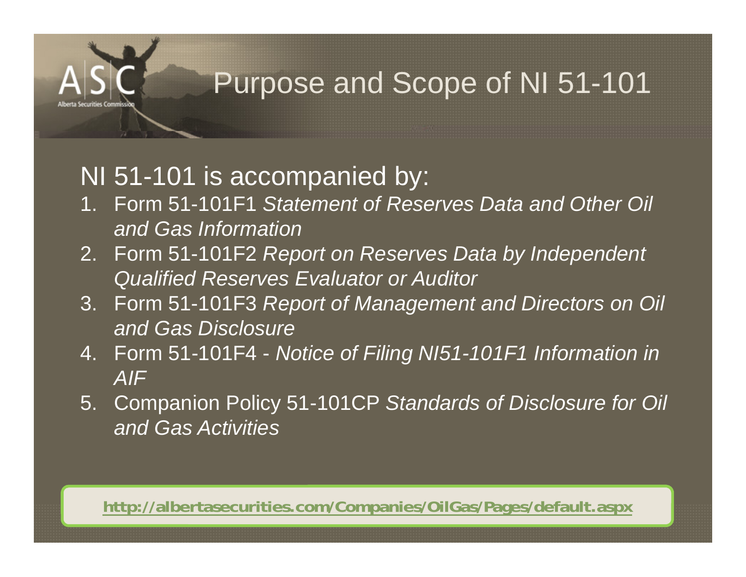# Purpose and Scope of NI 51-101

NI 51-101 is accompanied by:

1. Form 51-101F1 *Statement of Reserves Data and Other Oil and Gas Information*
2. Form 51-101F2 *Report on Reserves Data by Independent Qualified Reserves Evaluator or Auditor*
3. Form 51-101F3 *Report of Management and Directors on Oil and Gas Disclosure*
4. Form 51-101F4 - *Notice of Filing NI51-101F1 Information in AIF*
5. Companion Policy 51-101CP *Standards of Disclosure for Oil and Gas Activities*

http://albertasecurities.com/Companies/OilGas/Pages/default.aspx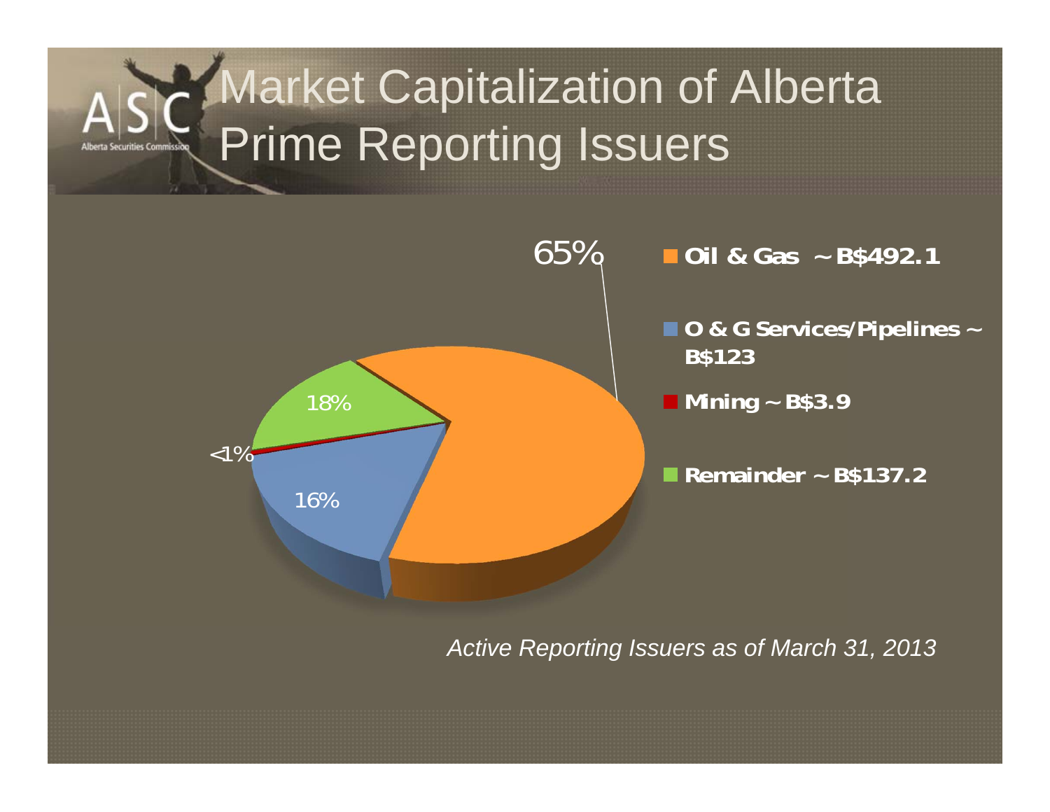# Market Capitalization of Alberta Prime Reporting Issuers

- Oil & Gas ~ B$492.1
- O & G Services/Pipelines ~ B$123
- Mining ~ B$3.9
- Remainder ~ B$137.2

65%

16%

<1%

18%

*Active Reporting Issuers as of March 31, 2013*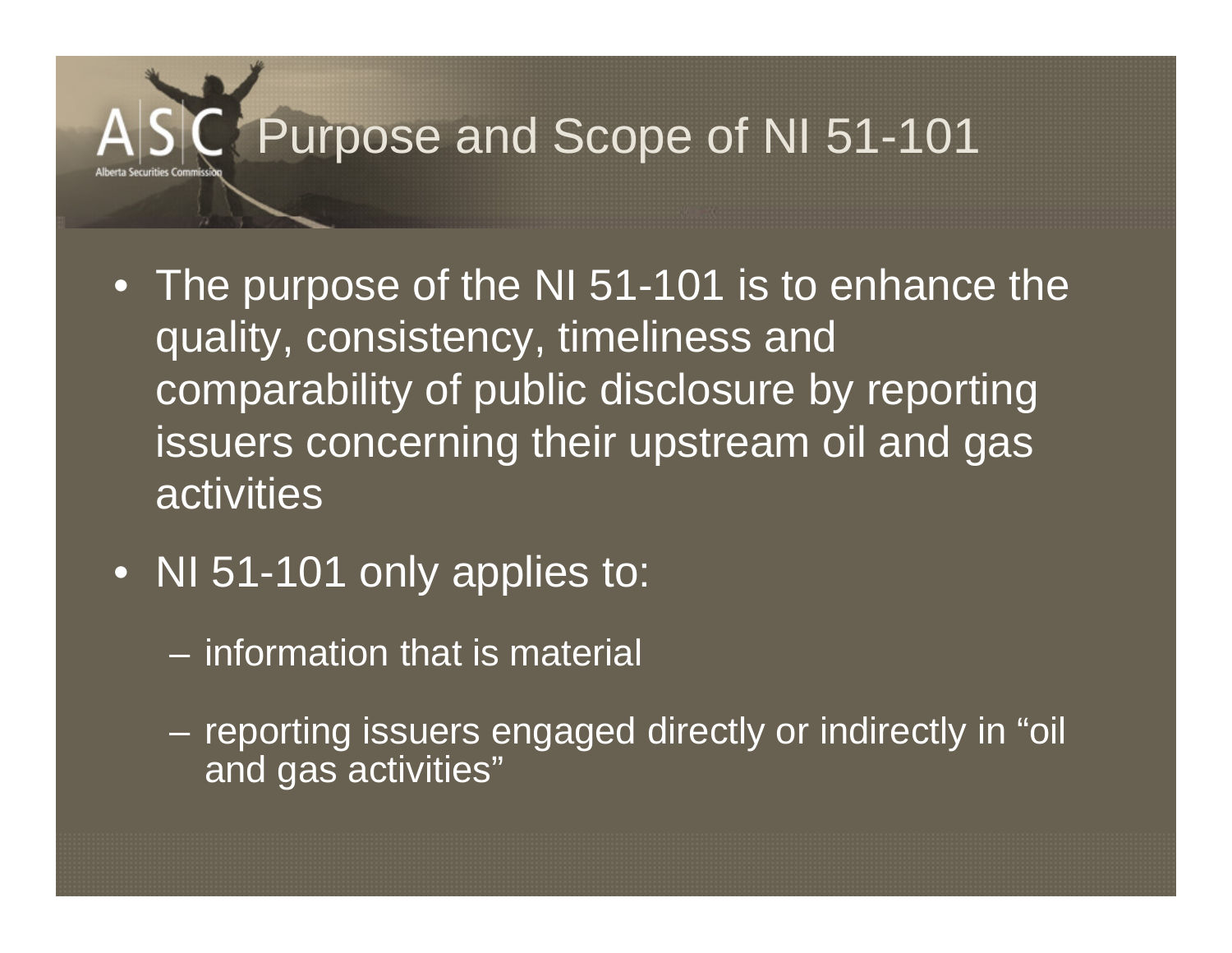# Purpose and Scope of NI 51-101

- The purpose of the NI 51-101 is to enhance the quality, consistency, timeliness and comparability of public disclosure by reporting issuers concerning their upstream oil and gas activities
- NI 51-101 only applies to:
  - information that is material
  - reporting issuers engaged directly or indirectly in "oil and gas activities"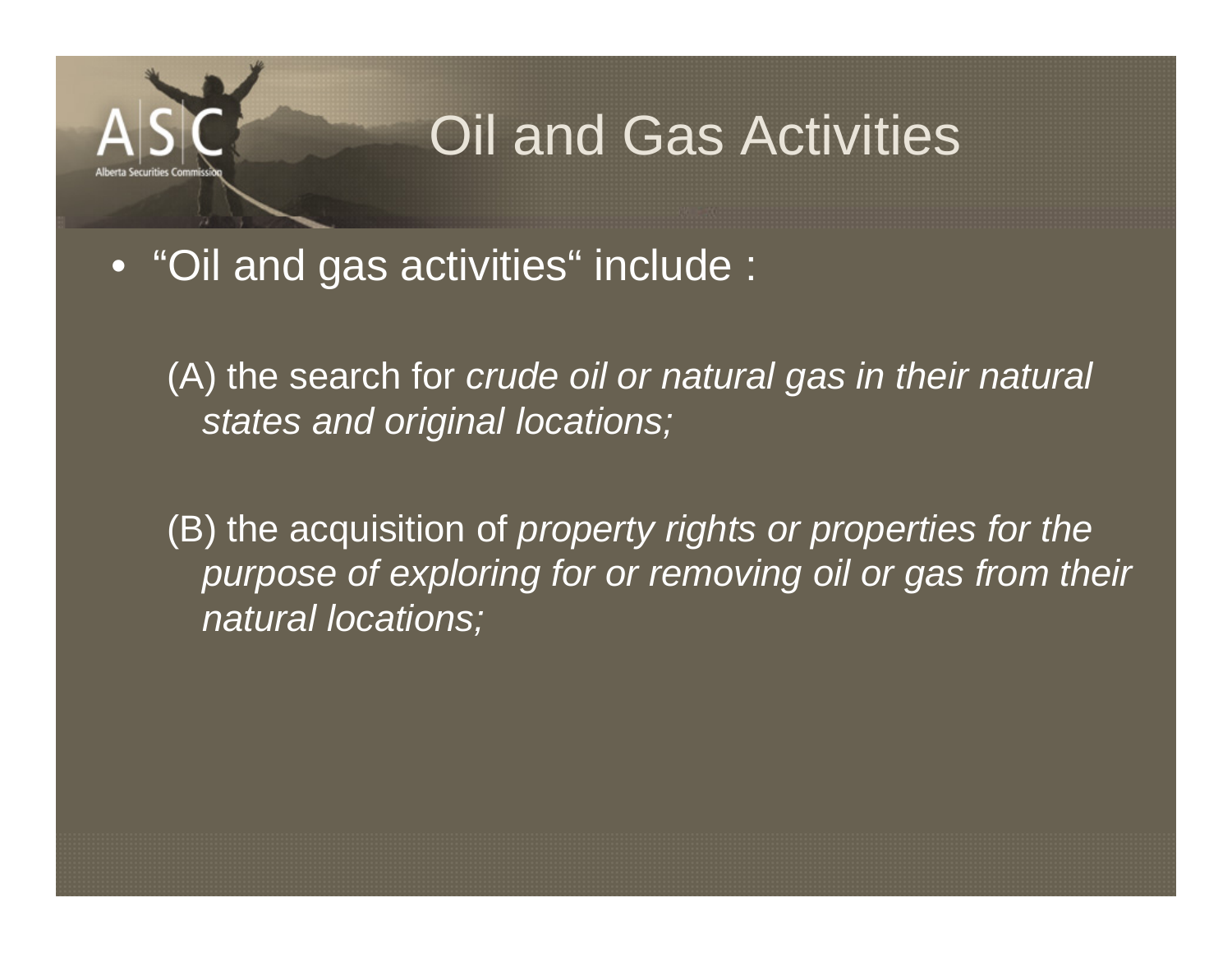# Oil and Gas Activities

- "Oil and gas activities" include :

  (A) the search for *crude oil or natural gas in their natural states and original locations;*

  (B) the acquisition of *property rights or properties for the purpose of exploring for or removing oil or gas from their natural locations;*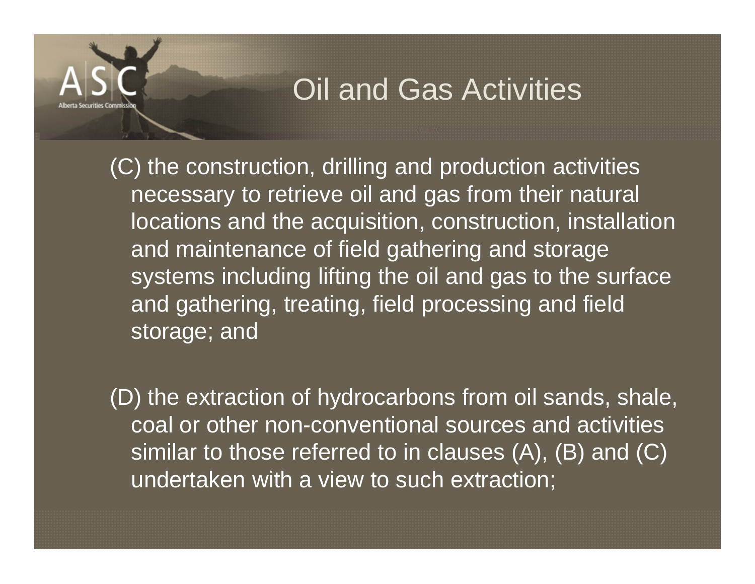# Oil and Gas Activities

(C) the construction, drilling and production activities necessary to retrieve oil and gas from their natural locations and the acquisition, construction, installation and maintenance of field gathering and storage systems including lifting the oil and gas to the surface and gathering, treating, field processing and field storage; and

(D) the extraction of hydrocarbons from oil sands, shale, coal or other non-conventional sources and activities similar to those referred to in clauses (A), (B) and (C) undertaken with a view to such extraction;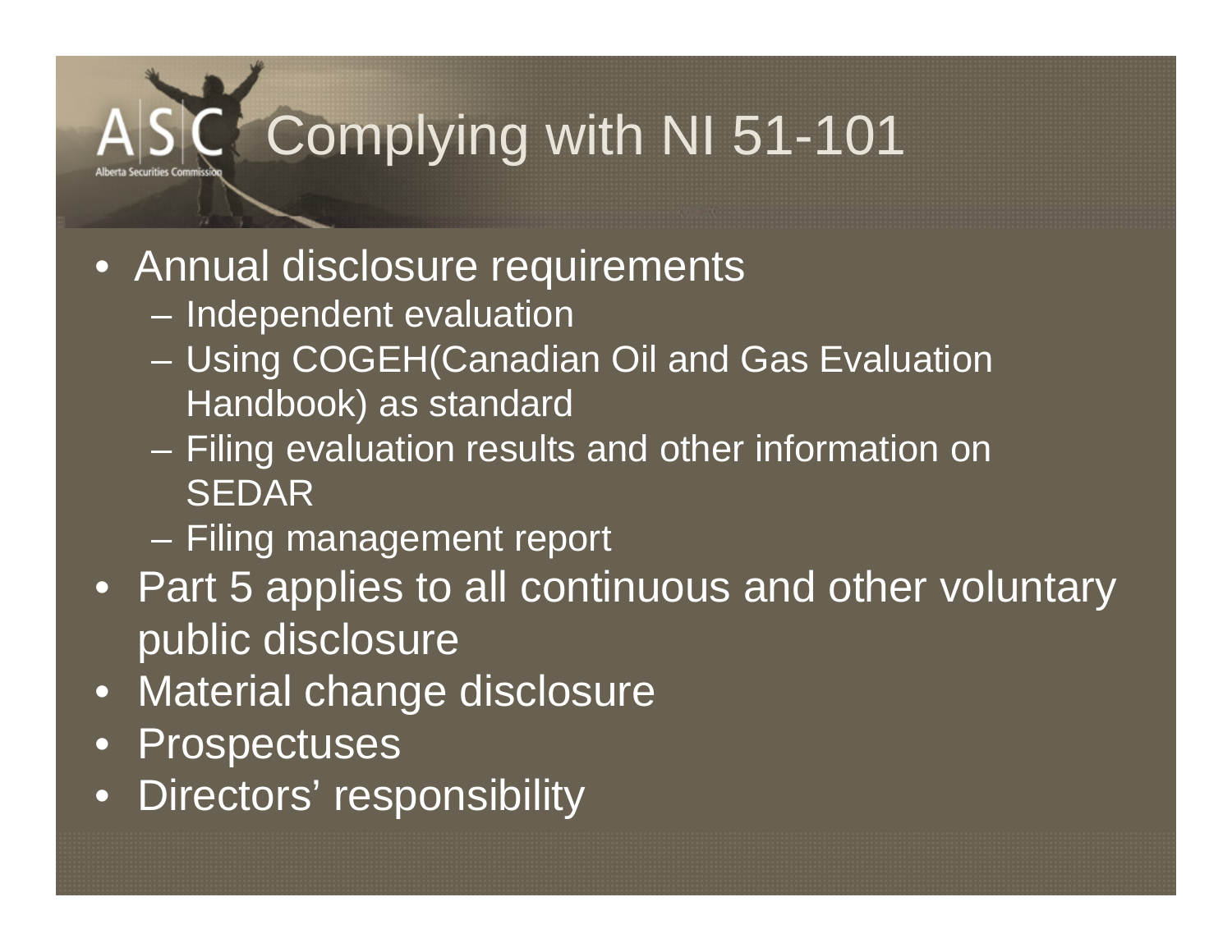# Complying with NI 51-101

- Annual disclosure requirements
  - Independent evaluation
  - Using COGEH(Canadian Oil and Gas Evaluation Handbook) as standard
  - Filing evaluation results and other information on SEDAR
  - Filing management report
- Part 5 applies to all continuous and other voluntary public disclosure
- Material change disclosure
- Prospectuses
- Directors' responsibility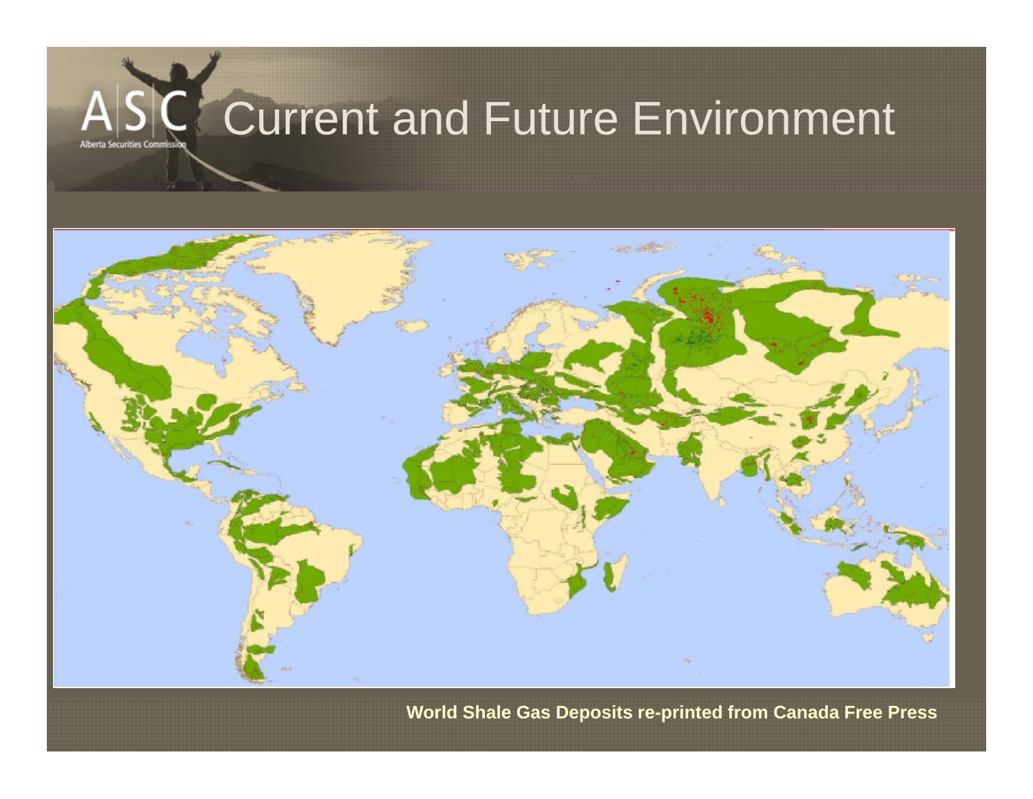# Current and Future Environment

**World Shale Gas Deposits re-printed from Canada Free Press**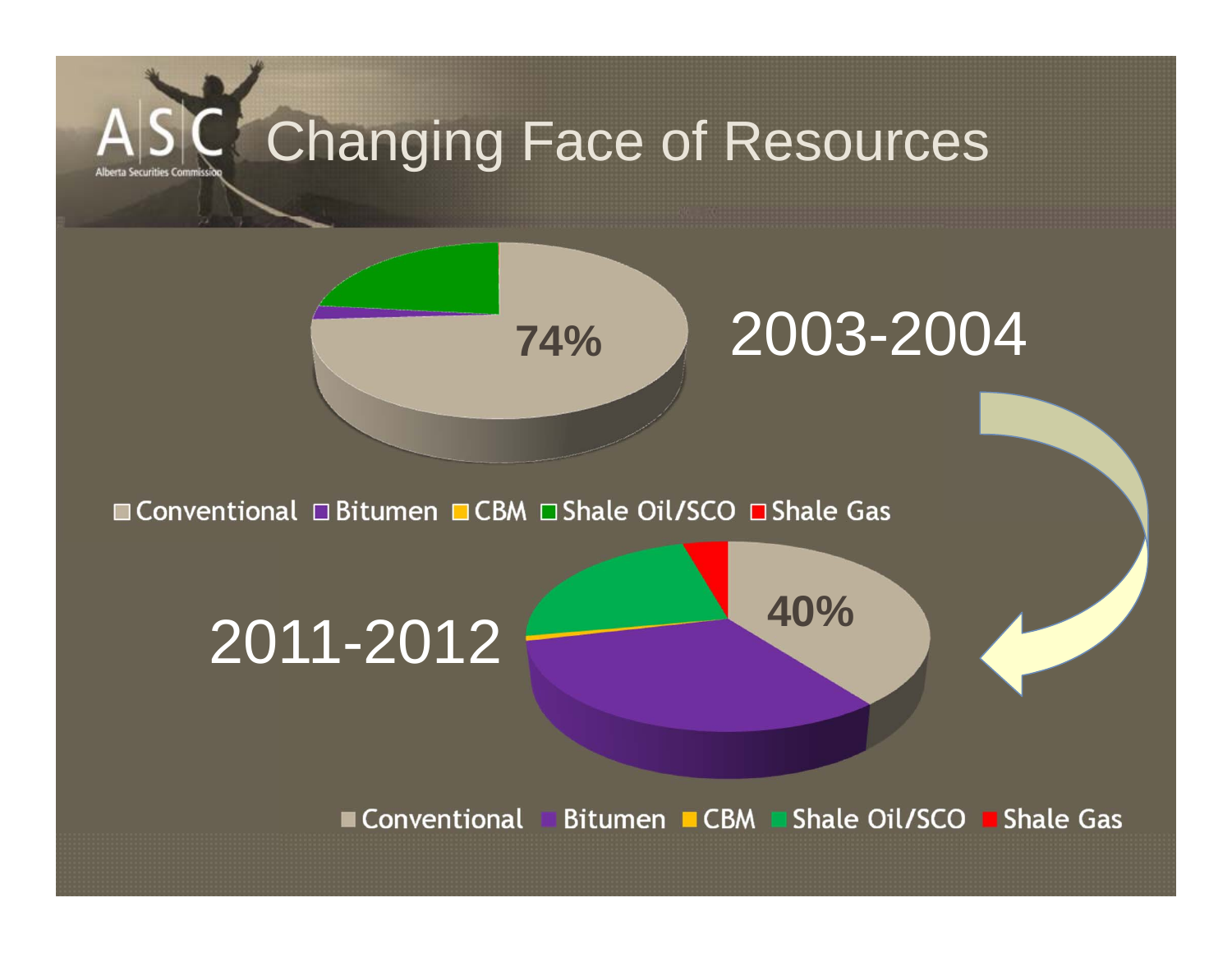# Changing Face of Resources

2003-2004

74%

Conventional Bitumen CBM Shale Oil/SCO Shale Gas

2011-2012

40%

Conventional Bitumen CBM Shale Oil/SCO Shale Gas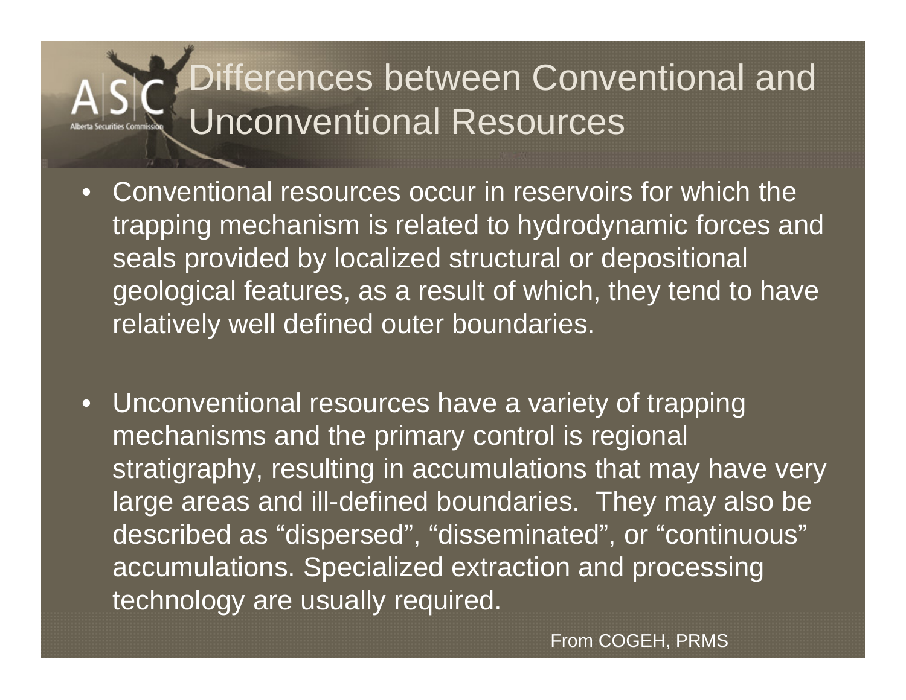# Differences between Conventional and Unconventional Resources

- Conventional resources occur in reservoirs for which the trapping mechanism is related to hydrodynamic forces and seals provided by localized structural or depositional geological features, as a result of which, they tend to have relatively well defined outer boundaries.

- Unconventional resources have a variety of trapping mechanisms and the primary control is regional stratigraphy, resulting in accumulations that may have very large areas and ill-defined boundaries. They may also be described as “dispersed”, “disseminated”, or “continuous” accumulations. Specialized extraction and processing technology are usually required.

From COGEH, PRMS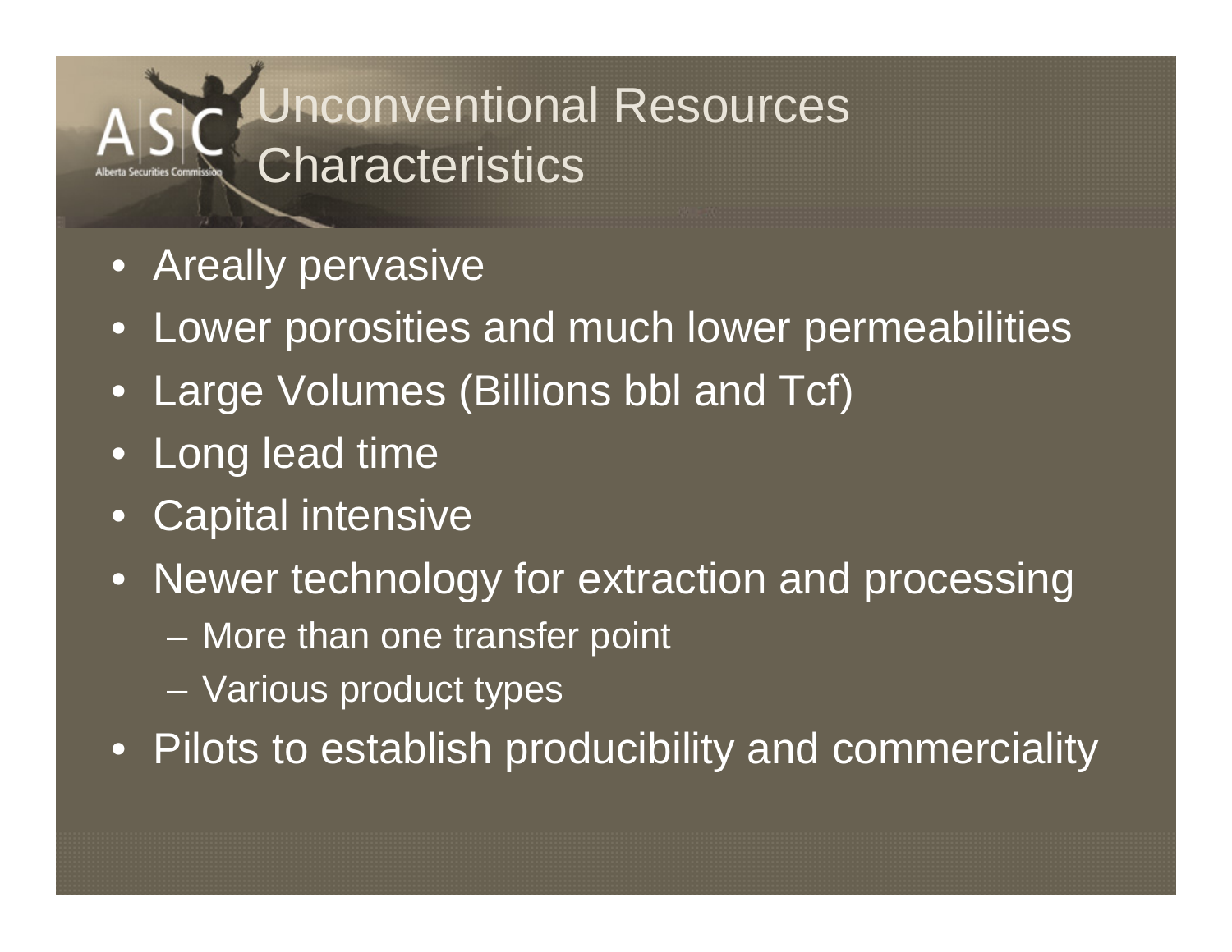# Unconventional Resources Characteristics

- Areally pervasive
- Lower porosities and much lower permeabilities
- Large Volumes (Billions bbl and Tcf)
- Long lead time
- Capital intensive
- Newer technology for extraction and processing
  - More than one transfer point
  - Various product types
- Pilots to establish producibility and commerciality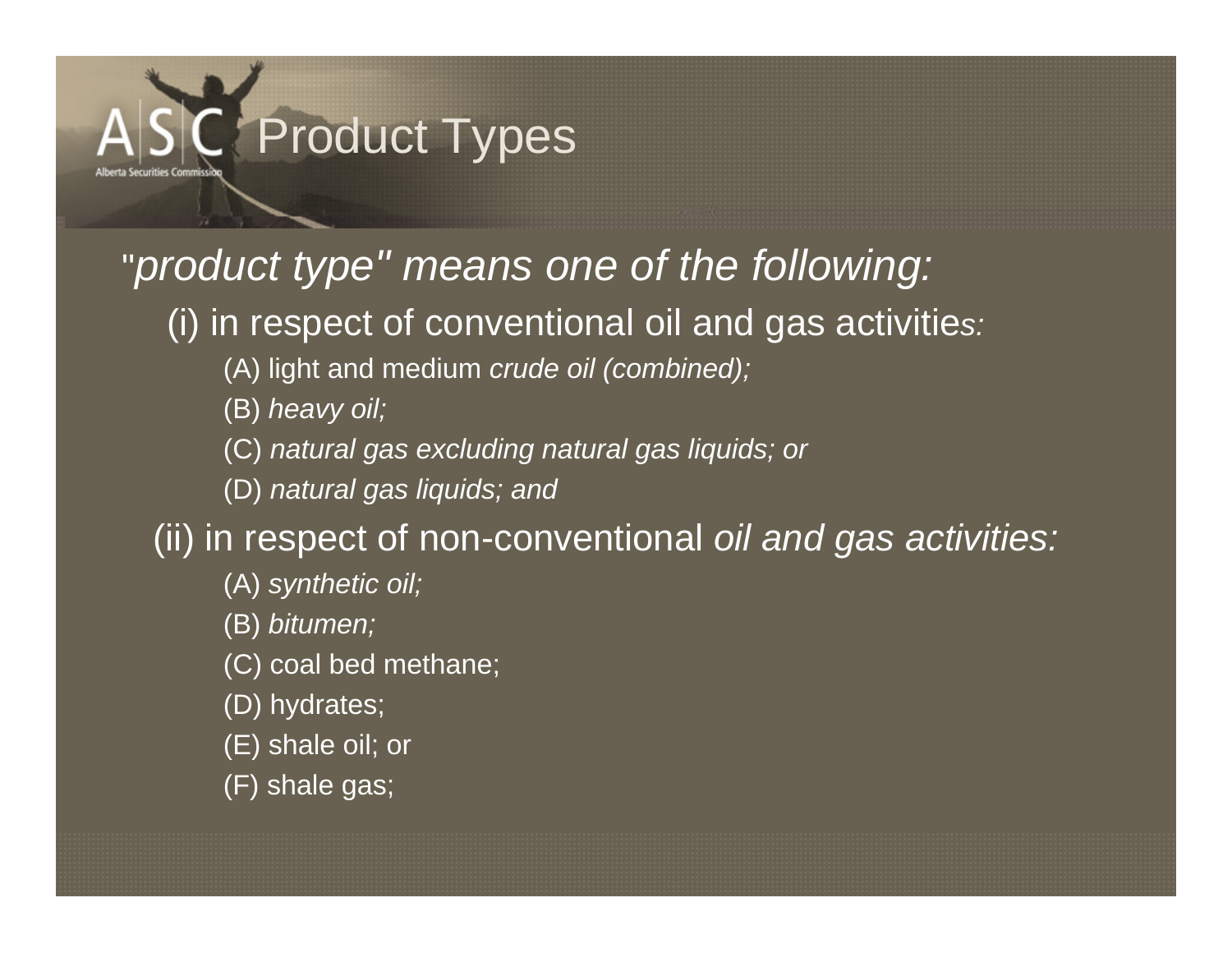# Product Types

"*product type" means one of the following:*

(i) in respect of conventional oil and gas activitie*s:*

- (A) light and medium *crude oil (combined);*
- (B) *heavy oil;*
- (C) *natural gas excluding natural gas liquids; or*
- (D) *natural gas liquids; and*

(ii) in respect of non-conventional *oil and gas activities:*

- (A) *synthetic oil;*
- (B) *bitumen;*
- (C) coal bed methane;
- (D) hydrates;
- (E) shale oil; or
- (F) shale gas;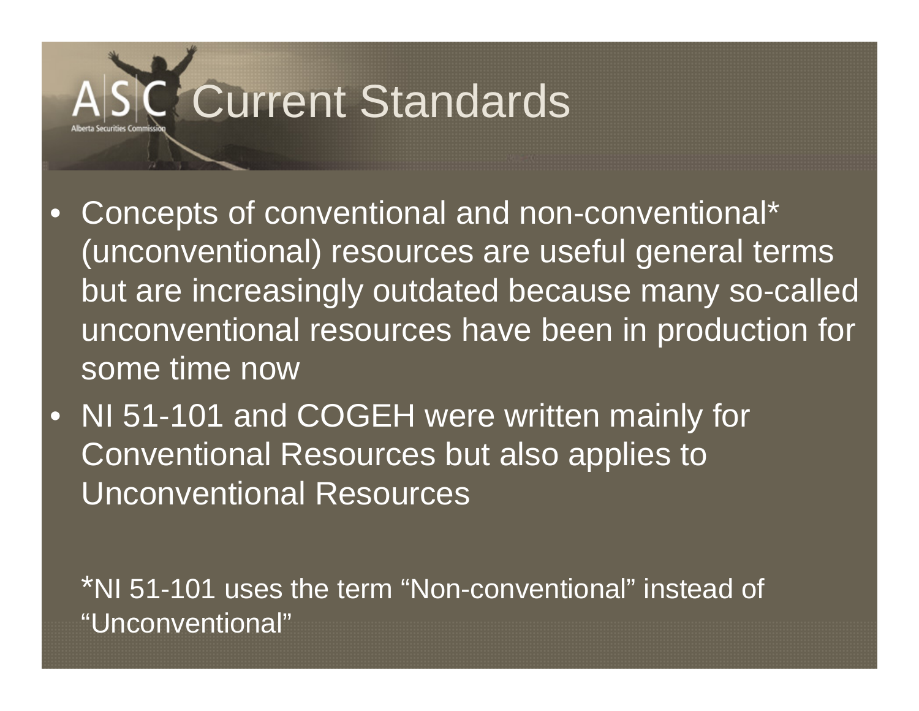# Current Standards

- Concepts of conventional and non-conventional* (unconventional) resources are useful general terms but are increasingly outdated because many so-called unconventional resources have been in production for some time now
- NI 51-101 and COGEH were written mainly for Conventional Resources but also applies to Unconventional Resources

*NI 51-101 uses the term “Non-conventional” instead of “Unconventional”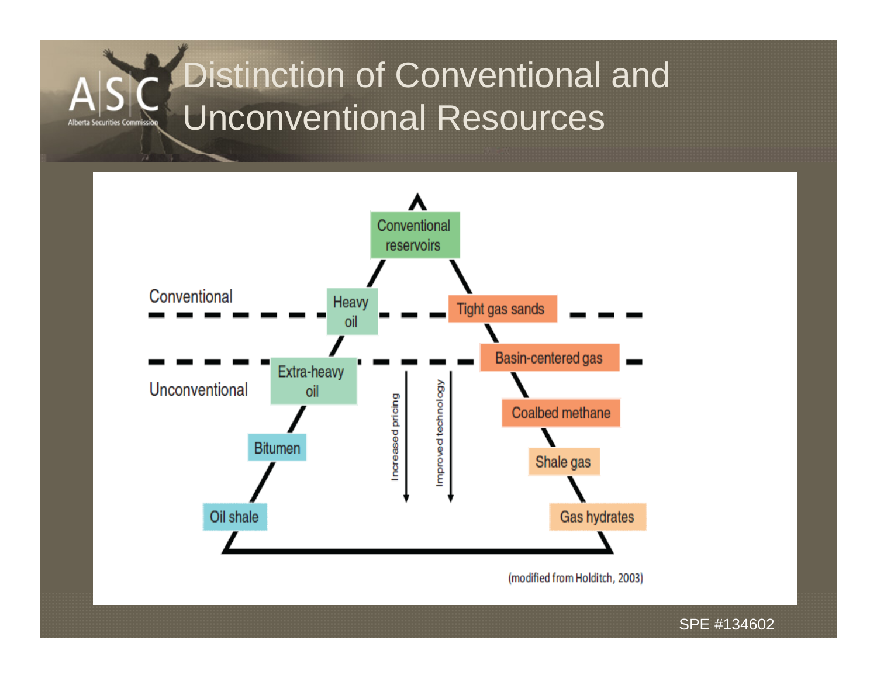# Distinction of Conventional and Unconventional Resources

Conventional

Unconventional

Conventional reservoirs

Heavy oil

Extra-heavy oil

Bitumen

Oil shale

Tight gas sands

Basin-centered gas

Coalbed methane

Shale gas

Gas hydrates

Increased pricing

Improved technology

(modified from Holditch, 2003)

SPE #134602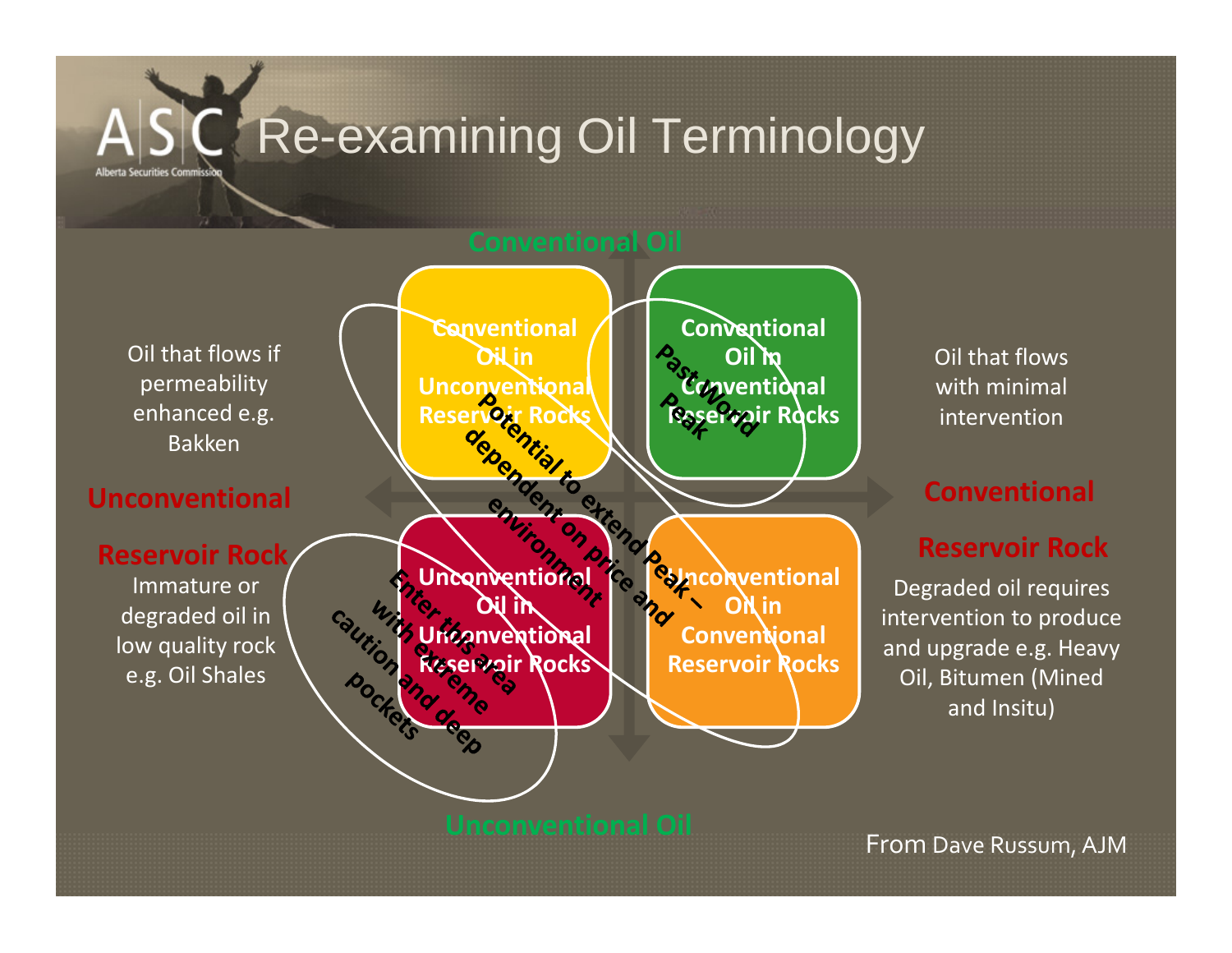# Re-examining Oil Terminology

**Conventional Oil**

Oil that flows if permeability enhanced e.g. Bakken

**Unconventional Reservoir Rock**

Immature or degraded oil in low quality rock e.g. Oil Shales

**Conventional Oil in Unconventional Reservoir Rocks**

**Conventional Oil in Conventional Reservoir Rocks**

**Unconventional Oil in Unconventional Reservoir Rocks**

**Unconventional Oil in Conventional Reservoir Rocks**

**Past World Peak**

**Potential to extend Peak – dependent on price and environment**

**Enter this area with extreme caution and deep pockets**

Oil that flows with minimal intervention

**Conventional Reservoir Rock**

Degraded oil requires intervention to produce and upgrade e.g. Heavy Oil, Bitumen (Mined and Insitu)

**Unconventional Oil**

From Dave Russum, AJM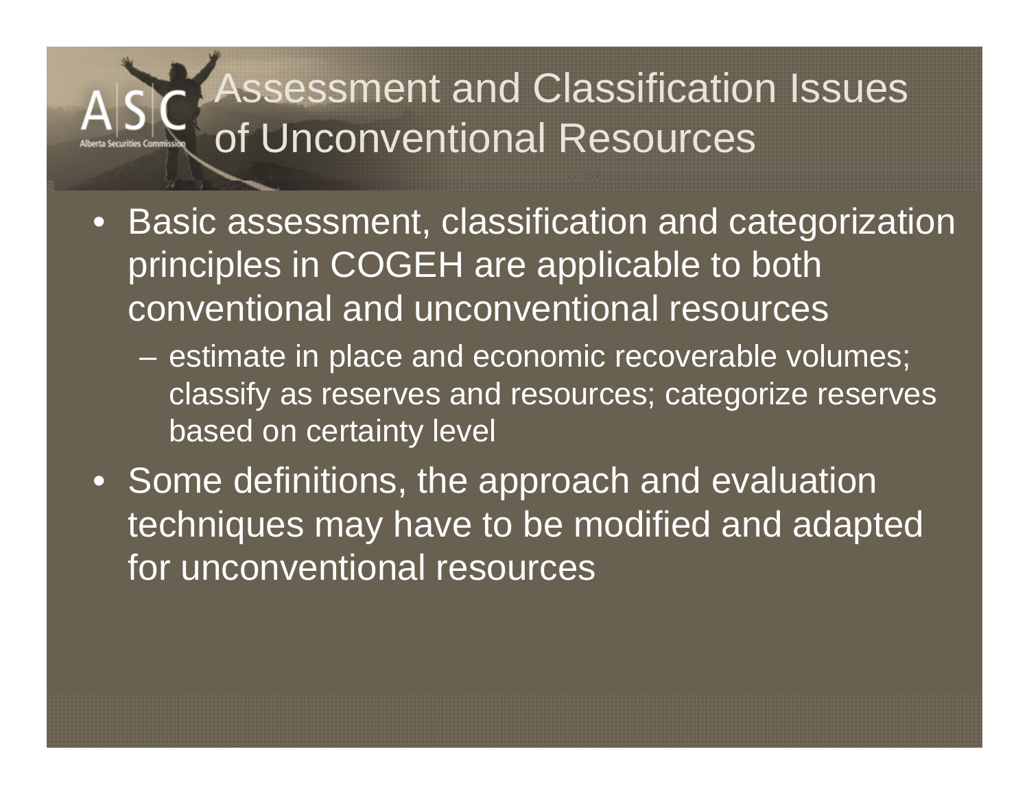# Assessment and Classification Issues of Unconventional Resources

- Basic assessment, classification and categorization principles in COGEH are applicable to both conventional and unconventional resources
  - estimate in place and economic recoverable volumes; classify as reserves and resources; categorize reserves based on certainty level
- Some definitions, the approach and evaluation techniques may have to be modified and adapted for unconventional resources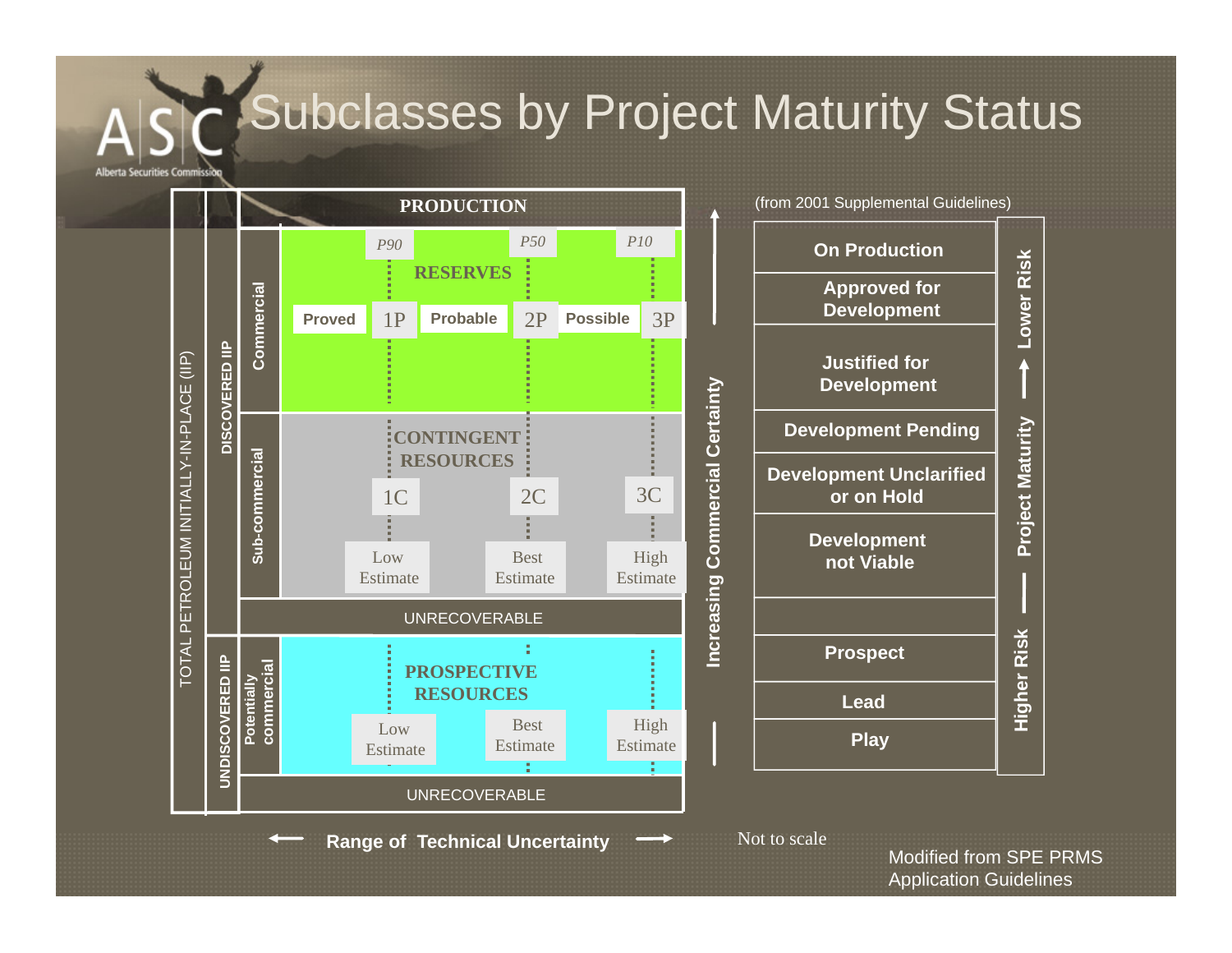# Subclasses by Project Maturity Status

Alberta Securities Commission

| TOTAL PETROLEUM INITIALLY-IN-PLACE (IIP) | | | | | | |
|---|---|---|---|---|---|---|
| PRODUCTION | | | | | | |
| DISCOVERED IIP | Commercial | RESERVES — Proved (P90) | 1P | Probable (P50) | 2P | Possible (P10) 3P |
| | Sub-commercial | CONTINGENT RESOURCES | 1C Low Estimate | | 2C Best Estimate | 3C High Estimate |
| | UNRECOVERABLE | | | | | |
| UNDISCOVERED IIP | Potentially commercial | PROSPECTIVE RESOURCES | Low Estimate | | Best Estimate | High Estimate |
| | UNRECOVERABLE | | | | | |

← Range of Technical Uncertainty →

Increasing Commercial Certainty ↑

(from 2001 Supplemental Guidelines)

| Project Maturity (Higher Risk → Lower Risk) |
|---|
| On Production |
| Approved for Development |
| Justified for Development |
| Development Pending |
| Development Unclarified or on Hold |
| Development not Viable |
| |
| Prospect |
| Lead |
| Play |

Not to scale

Modified from SPE PRMS Application Guidelines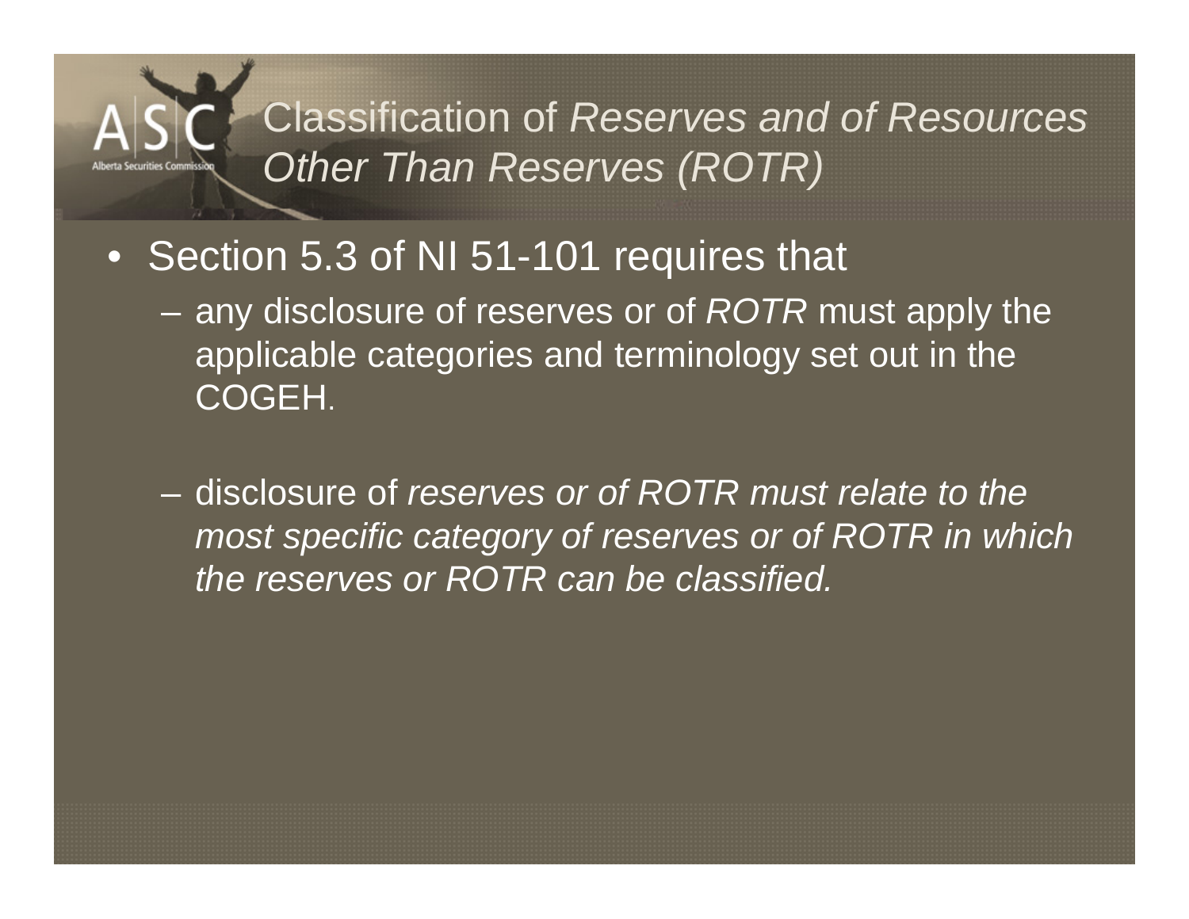# Classification of *Reserves and of Resources Other Than Reserves (ROTR)*

- Section 5.3 of NI 51-101 requires that
  - any disclosure of reserves or of *ROTR* must apply the applicable categories and terminology set out in the COGEH.
  - disclosure of *reserves or of ROTR must relate to the most specific category of reserves or of ROTR in which the reserves or ROTR can be classified.*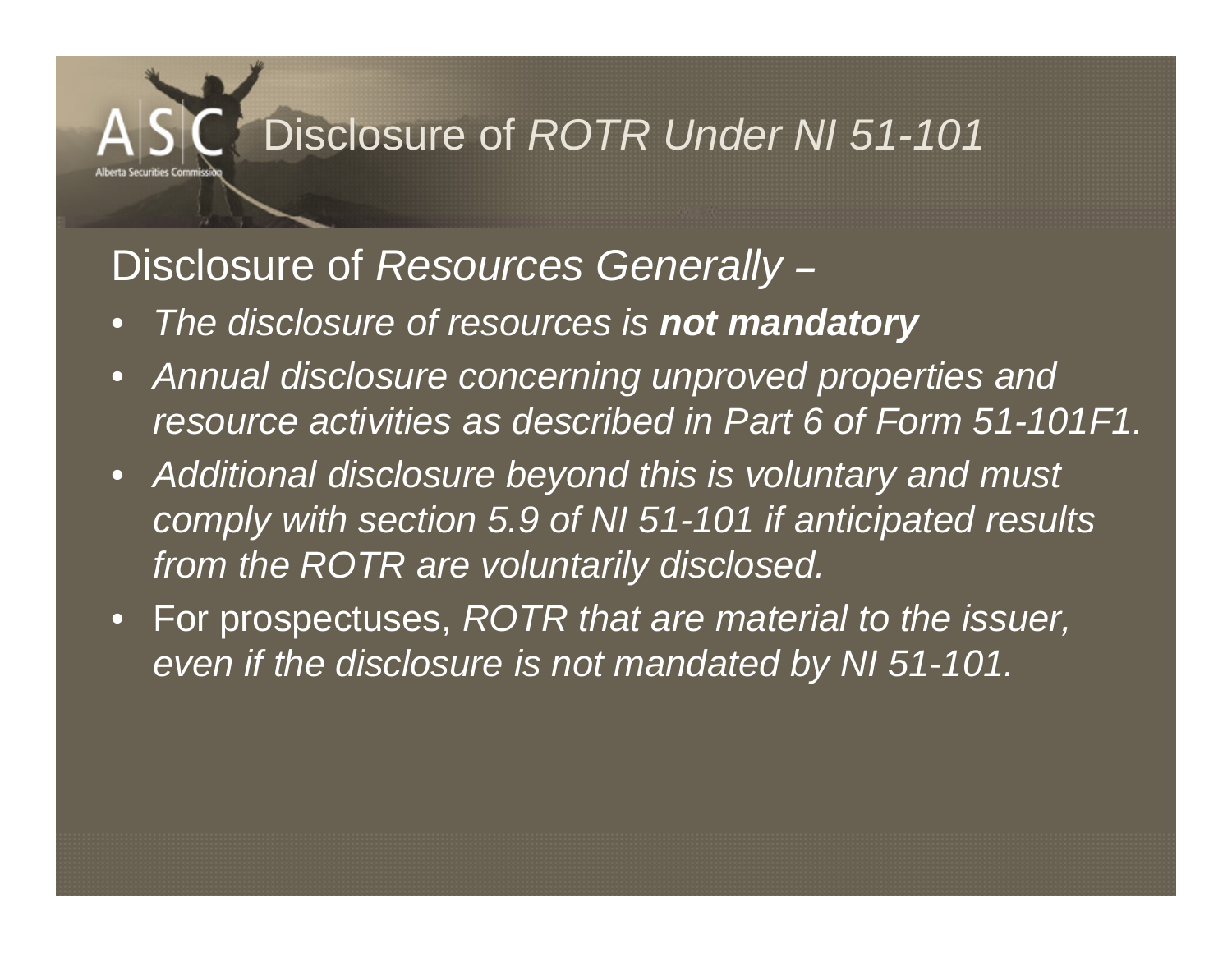# Disclosure of *ROTR Under NI 51-101*

## Disclosure of *Resources Generally* –

- *The disclosure of resources is **not mandatory***
- *Annual disclosure concerning unproved properties and resource activities as described in Part 6 of Form 51-101F1.*
- *Additional disclosure beyond this is voluntary and must comply with section 5.9 of NI 51-101 if anticipated results from the ROTR are voluntarily disclosed.*
- For prospectuses, *ROTR that are material to the issuer, even if the disclosure is not mandated by NI 51-101.*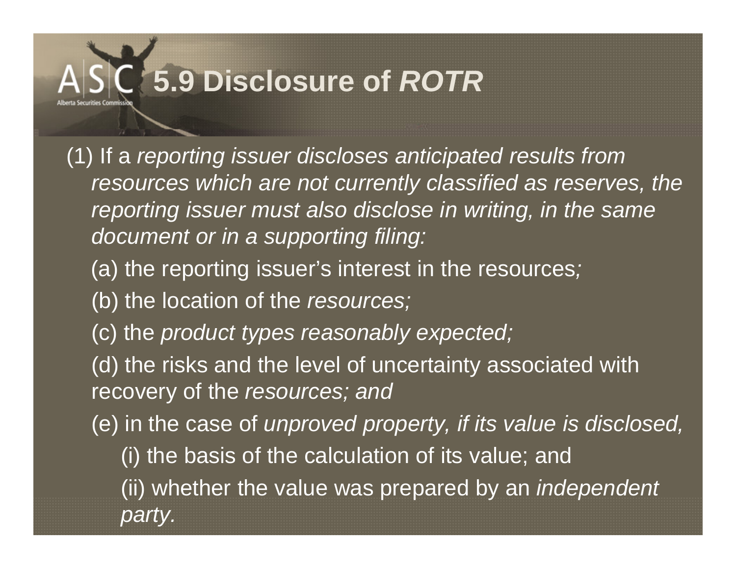# 5.9 Disclosure of *ROTR*

(1) If a *reporting issuer discloses anticipated results from resources which are not currently classified as reserves, the reporting issuer must also disclose in writing, in the same document or in a supporting filing:*

(a) the reporting issuer's interest in the resources*;*

(b) the location of the *resources;*

(c) the *product types reasonably expected;*

(d) the risks and the level of uncertainty associated with recovery of the *resources; and*

(e) in the case of *unproved property, if its value is disclosed,*

(i) the basis of the calculation of its value; and

(ii) whether the value was prepared by an *independent party*.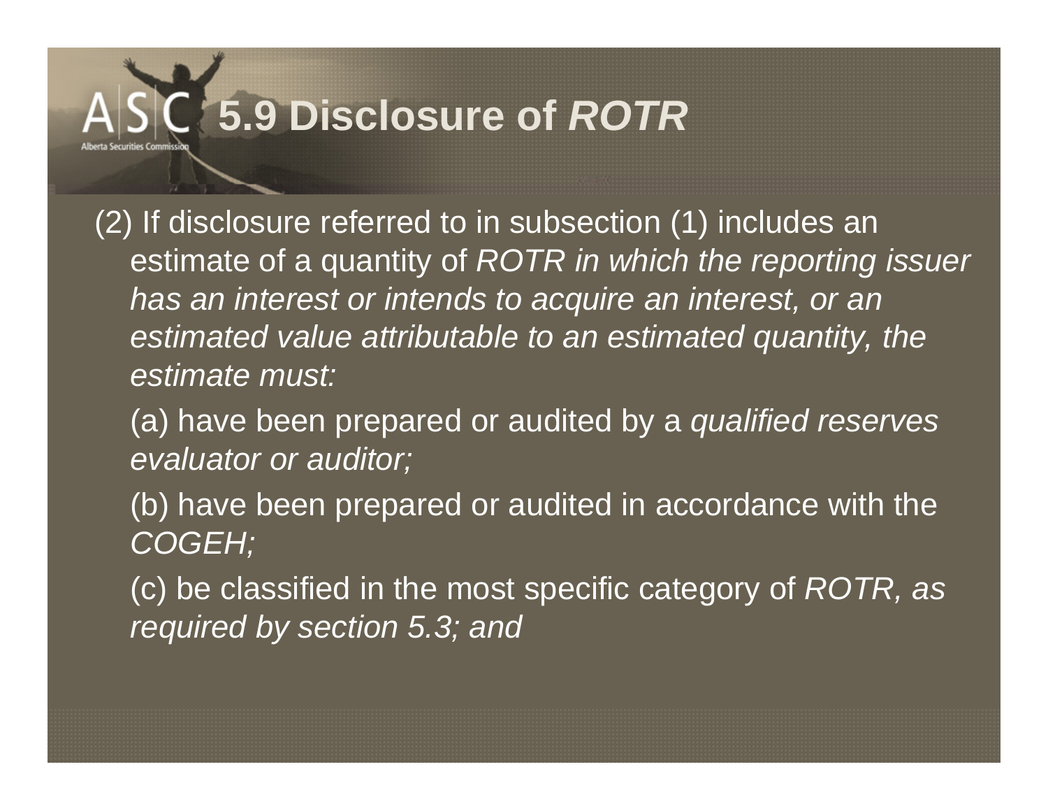# 5.9 Disclosure of *ROTR*

(2) If disclosure referred to in subsection (1) includes an estimate of a quantity of *ROTR in which the reporting issuer has an interest or intends to acquire an interest, or an estimated value attributable to an estimated quantity, the estimate must:*

(a) have been prepared or audited by a *qualified reserves evaluator or auditor;*

(b) have been prepared or audited in accordance with the *COGEH;*

(c) be classified in the most specific category of *ROTR, as required by section 5.3; and*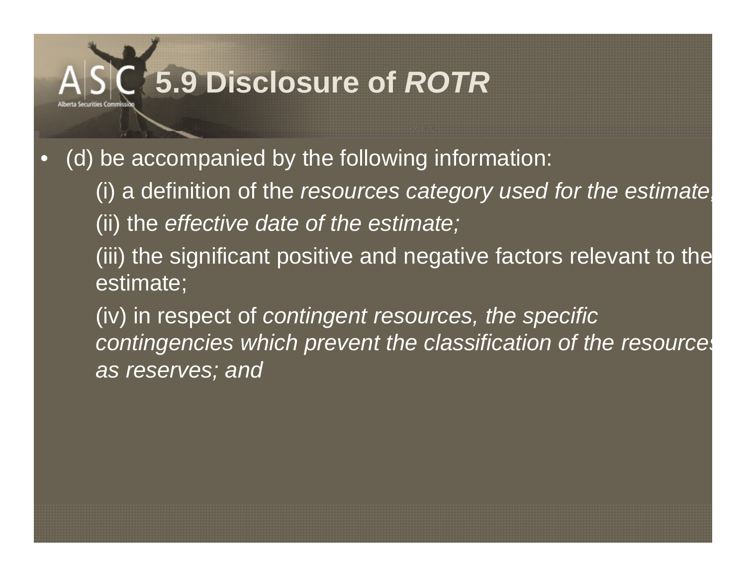# 5.9 Disclosure of *ROTR*

- (d) be accompanied by the following information:
  - (i) a definition of the *resources category used for the estimate;*
  - (ii) the *effective date of the estimate;*
  - (iii) the significant positive and negative factors relevant to the estimate;
  - (iv) in respect of *contingent resources, the specific contingencies which prevent the classification of the resources as reserves; and*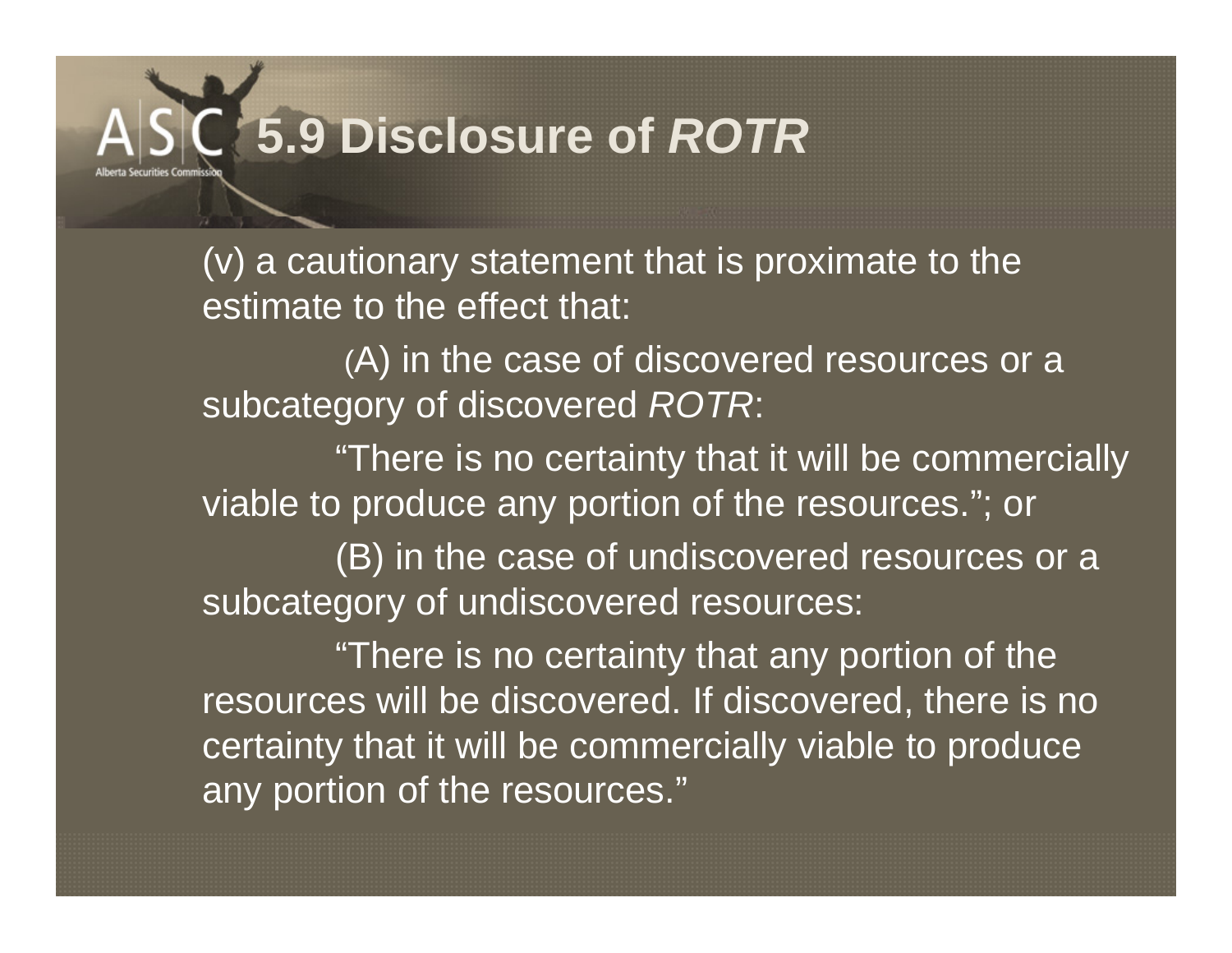# 5.9 Disclosure of *ROTR*

(v) a cautionary statement that is proximate to the estimate to the effect that:

(A) in the case of discovered resources or a subcategory of discovered *ROTR*:

"There is no certainty that it will be commercially viable to produce any portion of the resources."; or

(B) in the case of undiscovered resources or a subcategory of undiscovered resources:

"There is no certainty that any portion of the resources will be discovered. If discovered, there is no certainty that it will be commercially viable to produce any portion of the resources."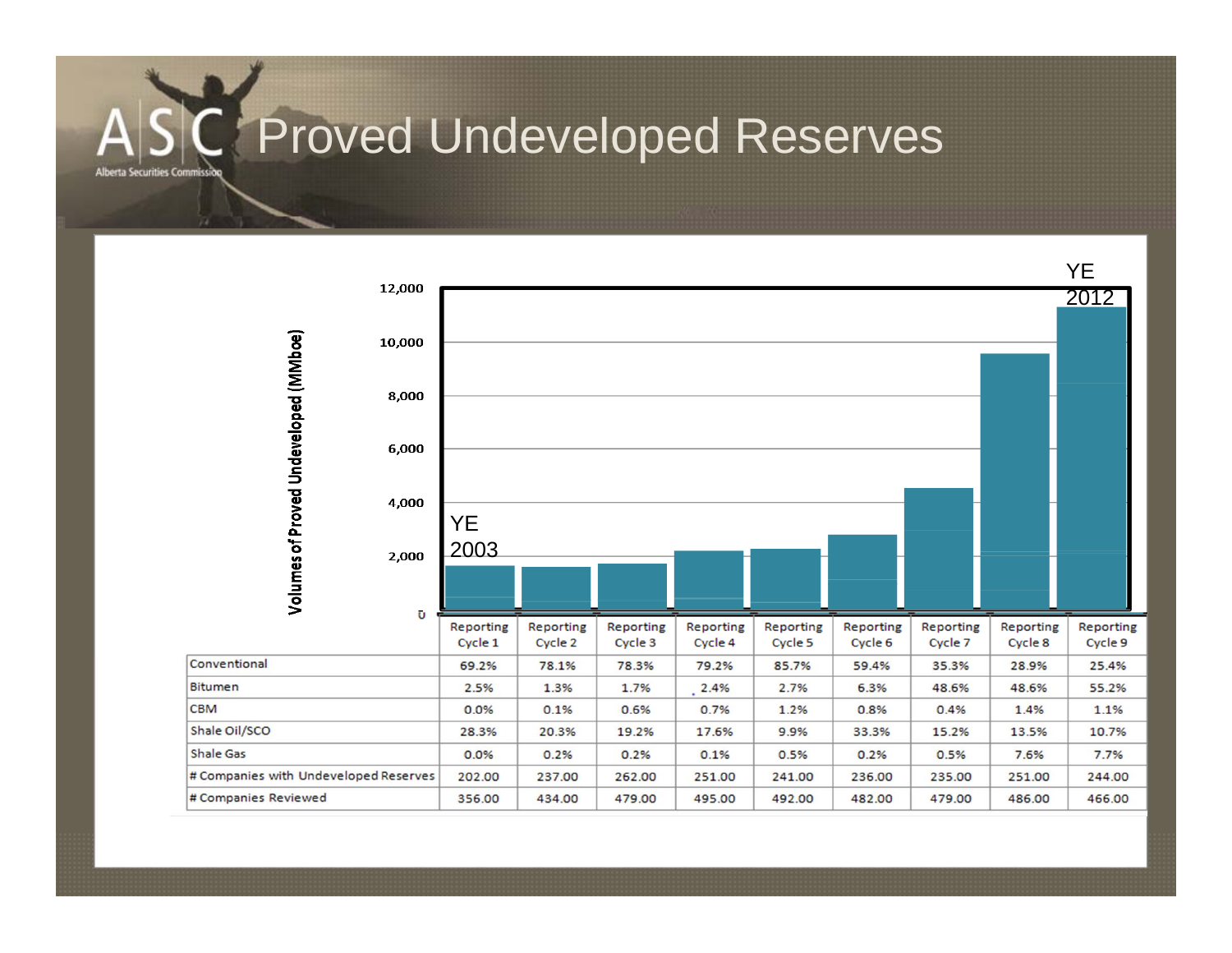# Proved Undeveloped Reserves

Volumes of Proved Undeveloped (MMboe)

YE 2003

YE 2012

| | Reporting Cycle 1 | Reporting Cycle 2 | Reporting Cycle 3 | Reporting Cycle 4 | Reporting Cycle 5 | Reporting Cycle 6 | Reporting Cycle 7 | Reporting Cycle 8 | Reporting Cycle 9 |
|---|---|---|---|---|---|---|---|---|---|
| Conventional | 69.2% | 78.1% | 78.3% | 79.2% | 85.7% | 59.4% | 35.3% | 28.9% | 25.4% |
| Bitumen | 2.5% | 1.3% | 1.7% | 2.4% | 2.7% | 6.3% | 48.6% | 48.6% | 55.2% |
| CBM | 0.0% | 0.1% | 0.6% | 0.7% | 1.2% | 0.8% | 0.4% | 1.4% | 1.1% |
| Shale Oil/SCO | 28.3% | 20.3% | 19.2% | 17.6% | 9.9% | 33.3% | 15.2% | 13.5% | 10.7% |
| Shale Gas | 0.0% | 0.2% | 0.2% | 0.1% | 0.5% | 0.2% | 0.5% | 7.6% | 7.7% |
| # Companies with Undeveloped Reserves | 202.00 | 237.00 | 262.00 | 251.00 | 241.00 | 236.00 | 235.00 | 251.00 | 244.00 |
| # Companies Reviewed | 356.00 | 434.00 | 479.00 | 495.00 | 492.00 | 482.00 | 479.00 | 486.00 | 466.00 |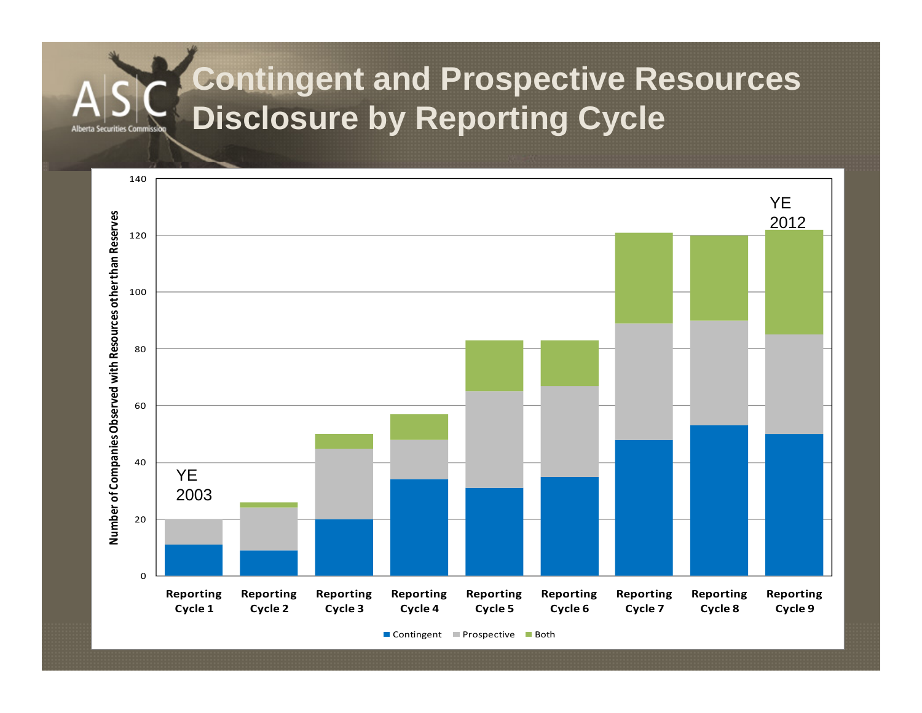# Contingent and Prospective Resources Disclosure by Reporting Cycle

| | Contingent | Prospective | Both | Total |
|---|---|---|---|---|
| Reporting Cycle 1 (YE 2003) | 11 | 9 | 0 | 20 |
| Reporting Cycle 2 | 9 | 15 | 2 | 26 |
| Reporting Cycle 3 | 20 | 25 | 5 | 50 |
| Reporting Cycle 4 | 34 | 14 | 9 | 57 |
| Reporting Cycle 5 | 31 | 34 | 18 | 83 |
| Reporting Cycle 6 | 35 | 32 | 16 | 83 |
| Reporting Cycle 7 | 48 | 41 | 32 | 121 |
| Reporting Cycle 8 | 53 | 37 | 30 | 120 |
| Reporting Cycle 9 (YE 2012) | 50 | 35 | 37 | 122 |

Y-axis: Number of Companies Observed with Resources other than Reserves (0–140)

Legend: Contingent, Prospective, Both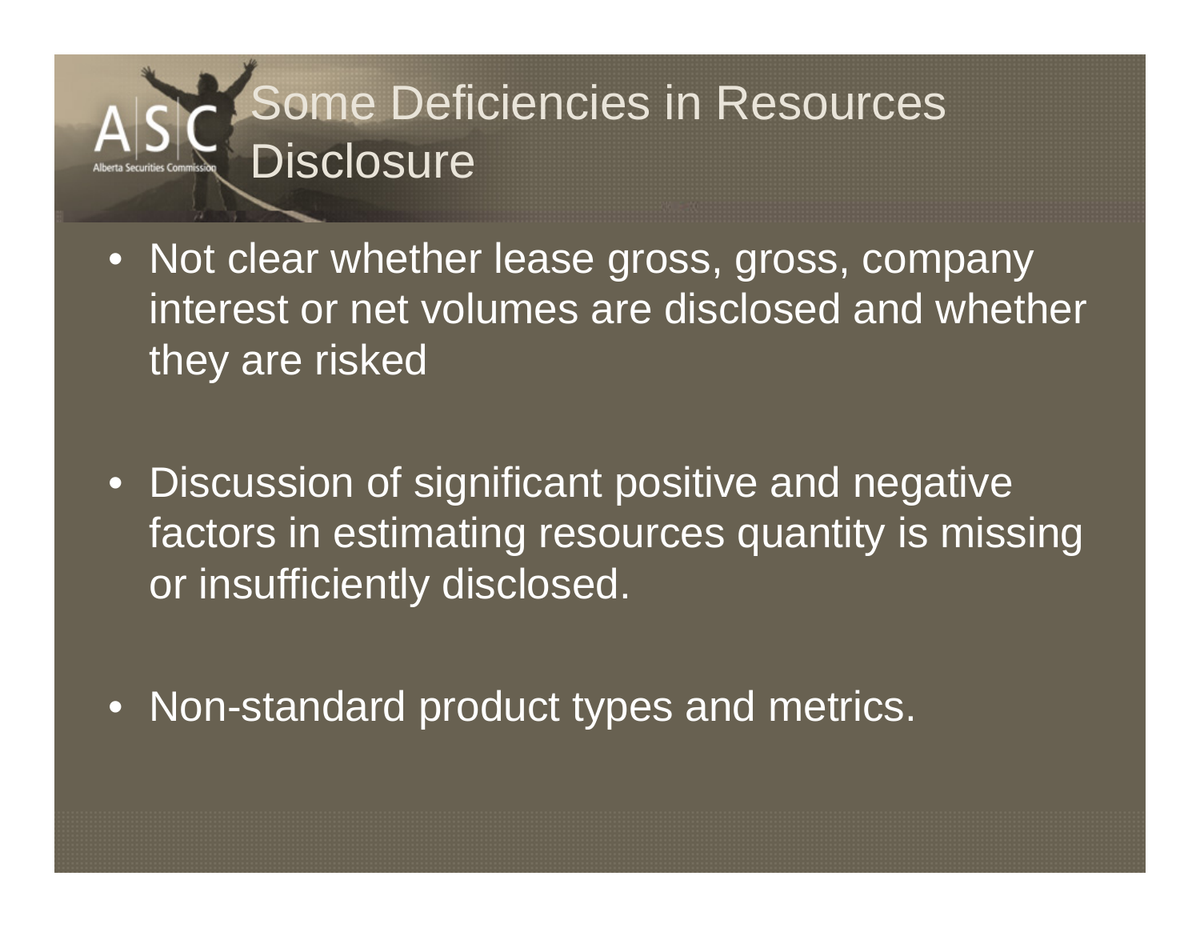# Some Deficiencies in Resources Disclosure

- Not clear whether lease gross, gross, company interest or net volumes are disclosed and whether they are risked
- Discussion of significant positive and negative factors in estimating resources quantity is missing or insufficiently disclosed.
- Non-standard product types and metrics.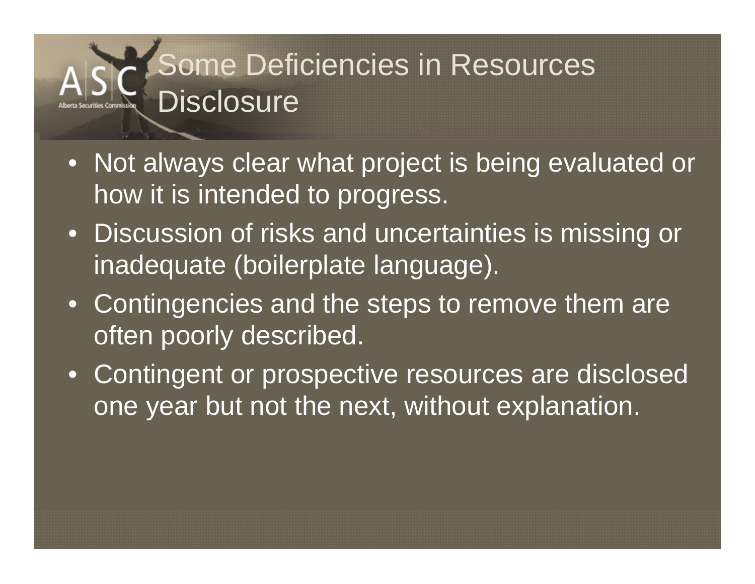# Some Deficiencies in Resources Disclosure

- Not always clear what project is being evaluated or how it is intended to progress.
- Discussion of risks and uncertainties is missing or inadequate (boilerplate language).
- Contingencies and the steps to remove them are often poorly described.
- Contingent or prospective resources are disclosed one year but not the next, without explanation.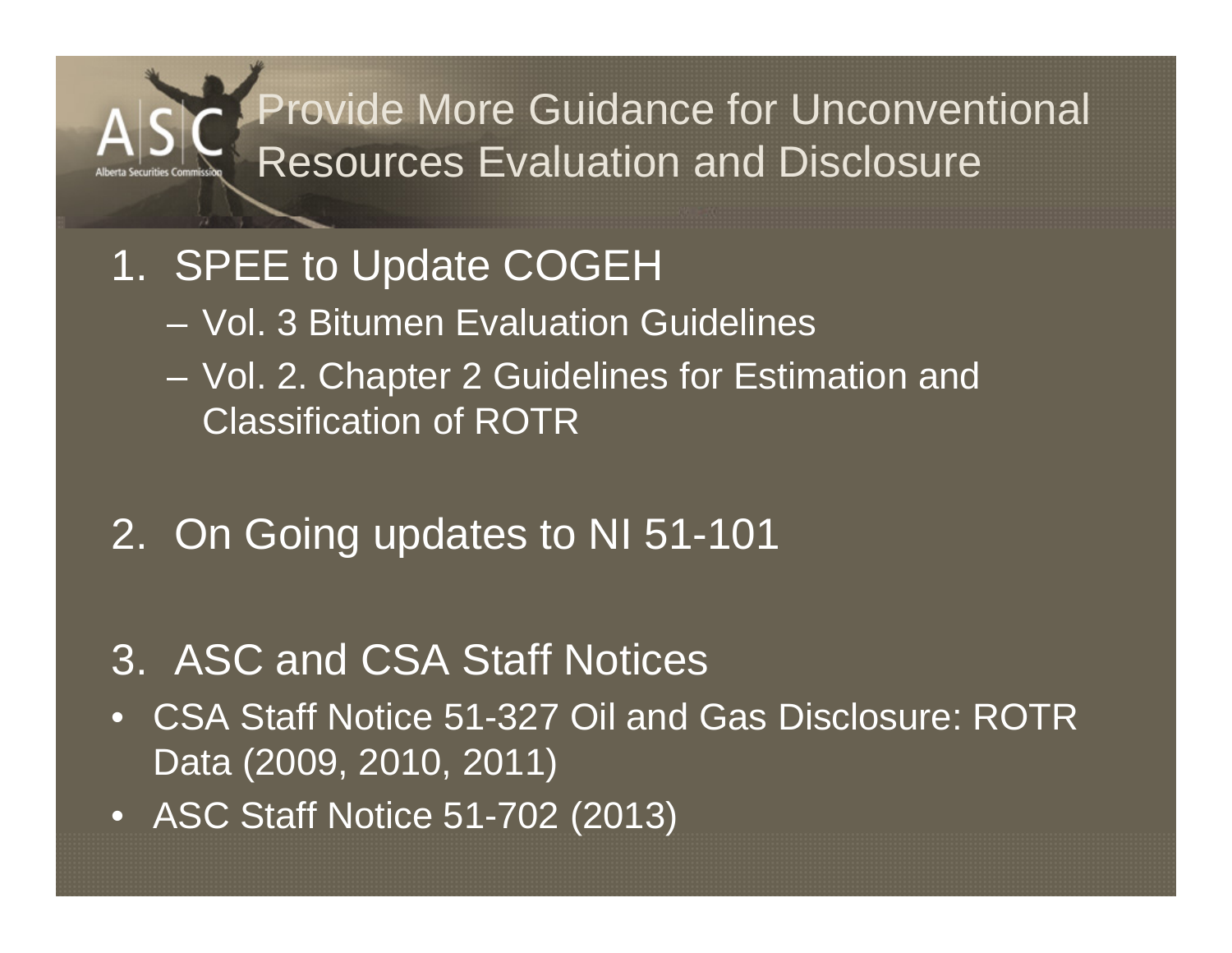# Provide More Guidance for Unconventional Resources Evaluation and Disclosure

1. SPEE to Update COGEH
   - Vol. 3 Bitumen Evaluation Guidelines
   - Vol. 2. Chapter 2 Guidelines for Estimation and Classification of ROTR

2. On Going updates to NI 51-101

3. ASC and CSA Staff Notices

- CSA Staff Notice 51-327 Oil and Gas Disclosure: ROTR Data (2009, 2010, 2011)
- ASC Staff Notice 51-702 (2013)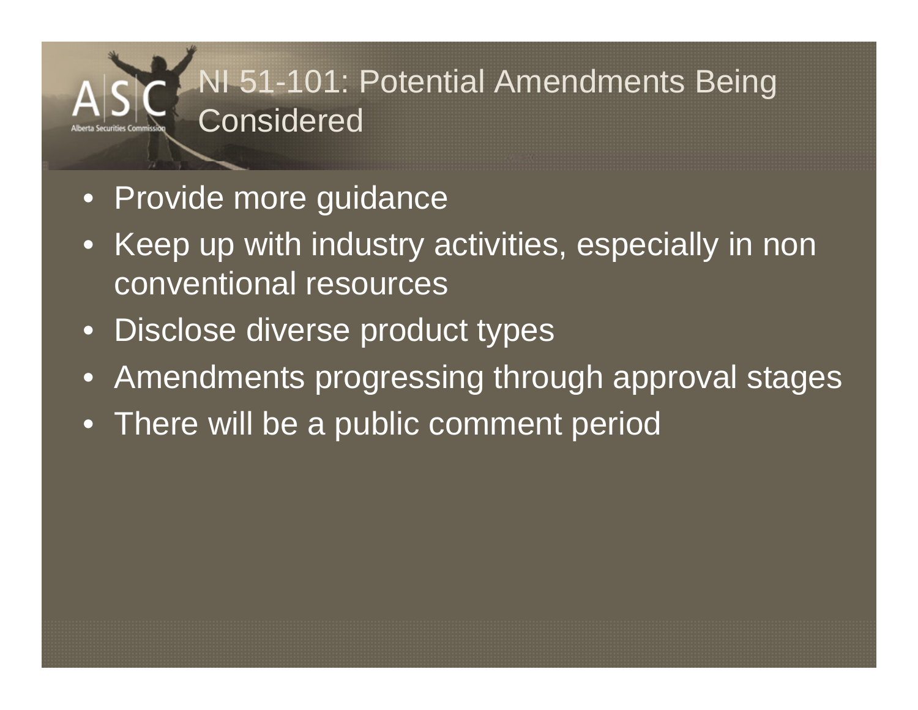# NI 51-101: Potential Amendments Being Considered

- Provide more guidance
- Keep up with industry activities, especially in non conventional resources
- Disclose diverse product types
- Amendments progressing through approval stages
- There will be a public comment period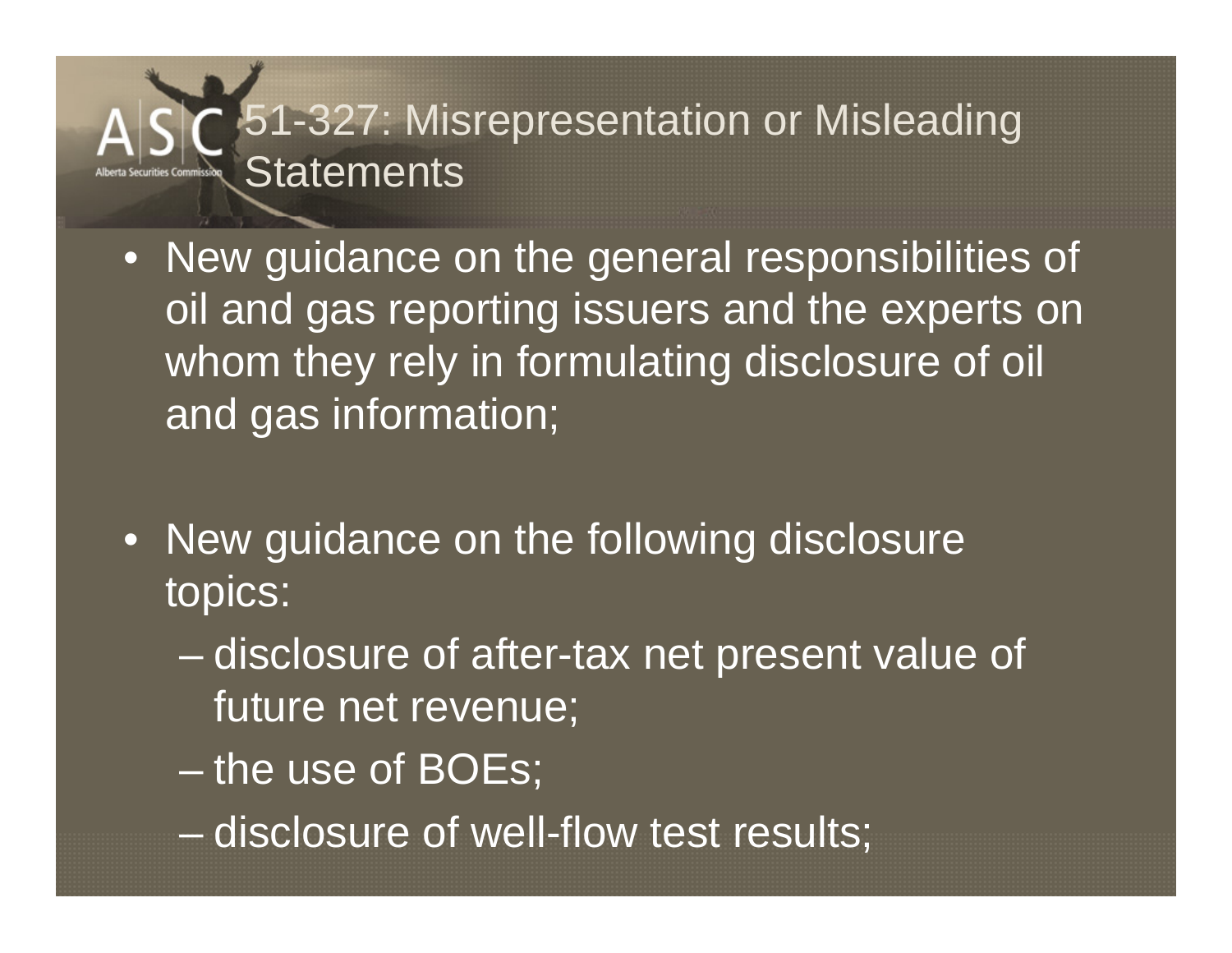# 51-327: Misrepresentation or Misleading Statements

- New guidance on the general responsibilities of oil and gas reporting issuers and the experts on whom they rely in formulating disclosure of oil and gas information;
- New guidance on the following disclosure topics:
  - disclosure of after-tax net present value of future net revenue;
  - the use of BOEs;
  - disclosure of well-flow test results;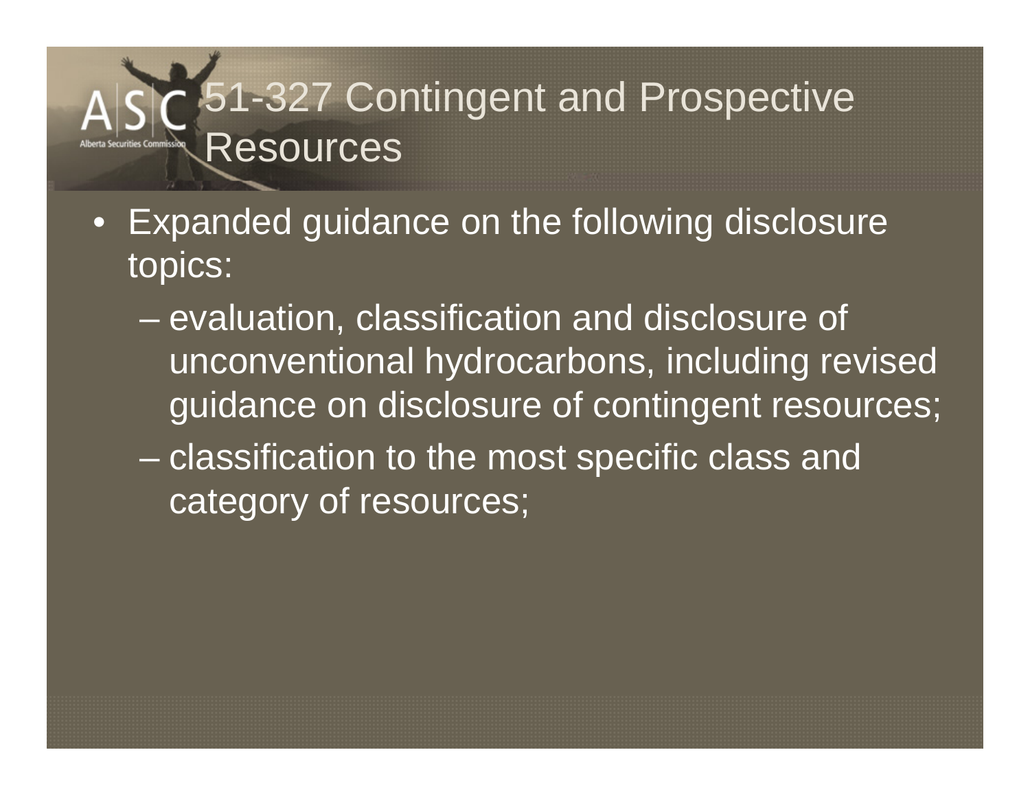# 51-327 Contingent and Prospective Resources

- Expanded guidance on the following disclosure topics:
  - evaluation, classification and disclosure of unconventional hydrocarbons, including revised guidance on disclosure of contingent resources;
  - classification to the most specific class and category of resources;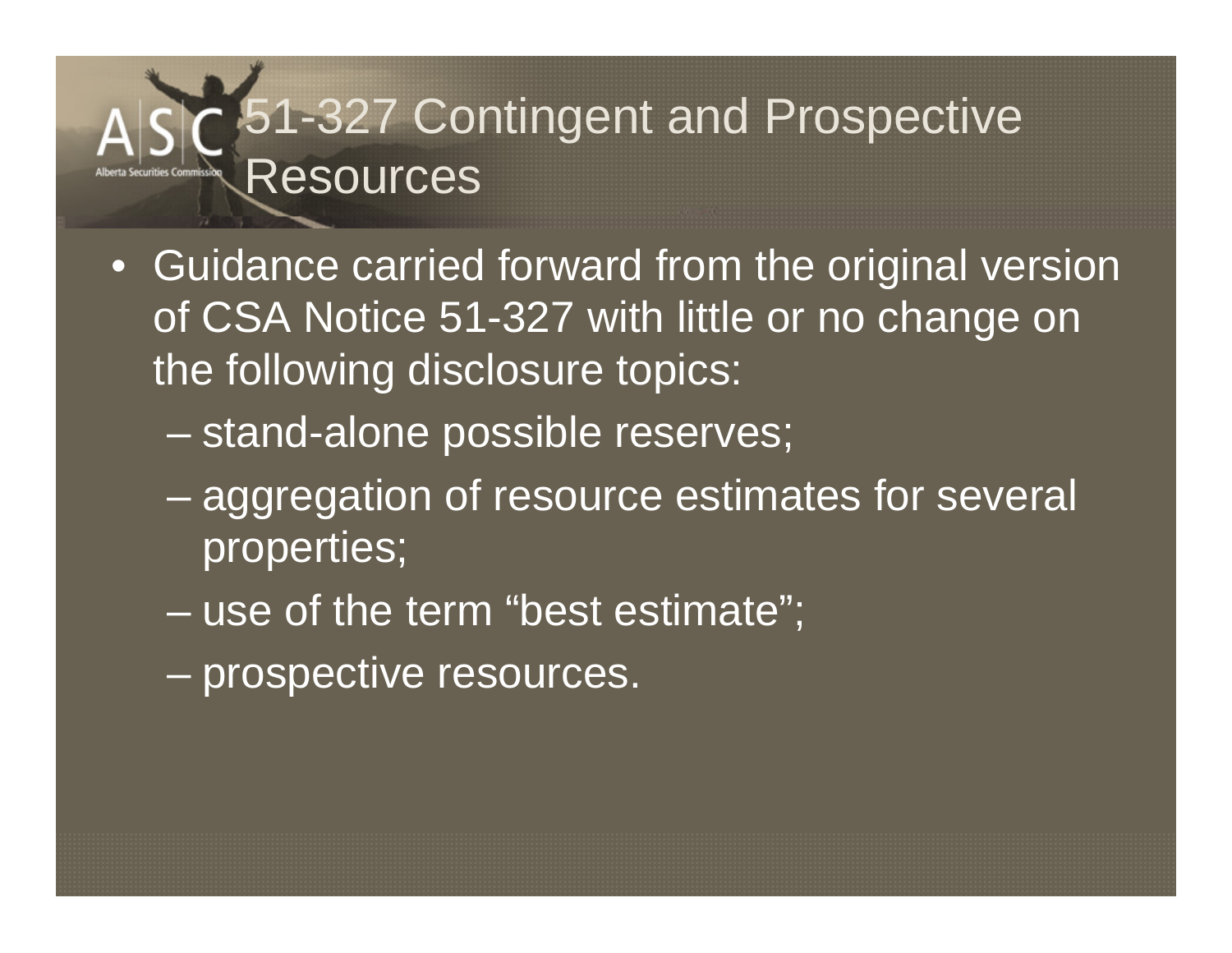# 51-327 Contingent and Prospective Resources

- Guidance carried forward from the original version of CSA Notice 51-327 with little or no change on the following disclosure topics:
  - stand-alone possible reserves;
  - aggregation of resource estimates for several properties;
  - use of the term "best estimate";
  - prospective resources.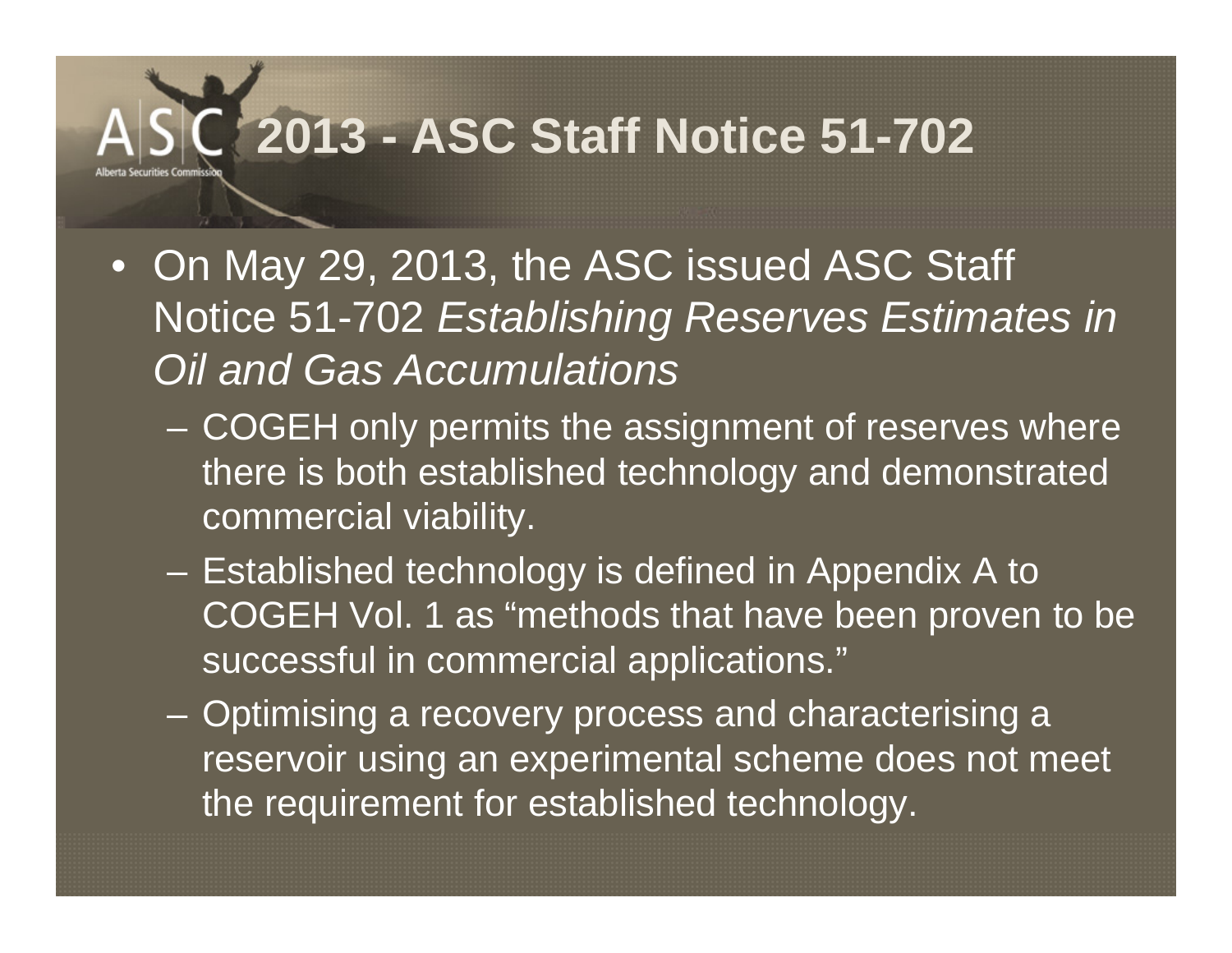# 2013 - ASC Staff Notice 51-702

- On May 29, 2013, the ASC issued ASC Staff Notice 51-702 *Establishing Reserves Estimates in Oil and Gas Accumulations*
  - COGEH only permits the assignment of reserves where there is both established technology and demonstrated commercial viability.
  - Established technology is defined in Appendix A to COGEH Vol. 1 as "methods that have been proven to be successful in commercial applications."
  - Optimising a recovery process and characterising a reservoir using an experimental scheme does not meet the requirement for established technology.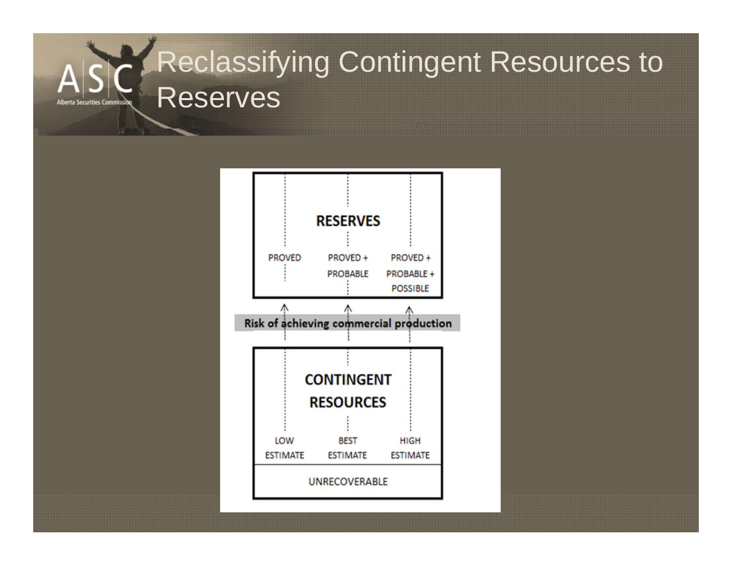# Reclassifying Contingent Resources to Reserves

**RESERVES**

PROVED | PROVED + PROBABLE | PROVED + PROBABLE + POSSIBLE

**Risk of achieving commercial production**

**CONTINGENT RESOURCES**

LOW ESTIMATE | BEST ESTIMATE | HIGH ESTIMATE

UNRECOVERABLE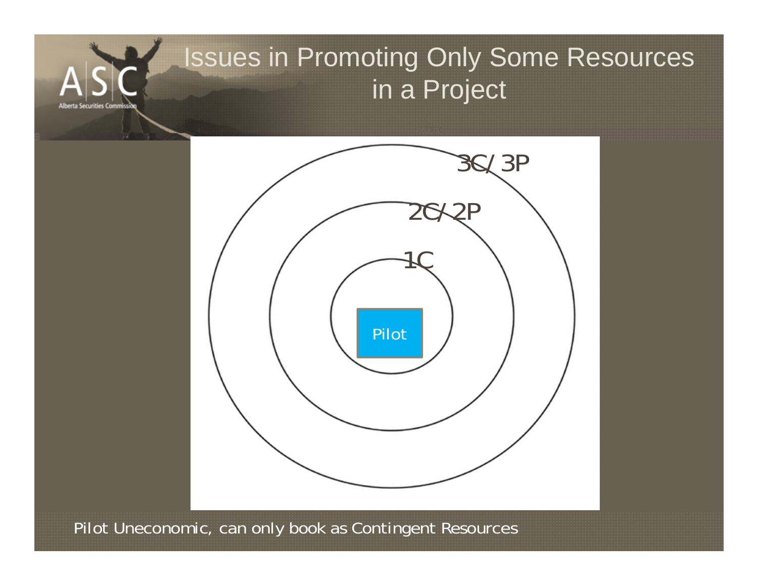# Issues in Promoting Only Some Resources in a Project

3C/ 3P

2C/ 2P

1C

Pilot

Pilot Uneconomic, can only book as Contingent Resources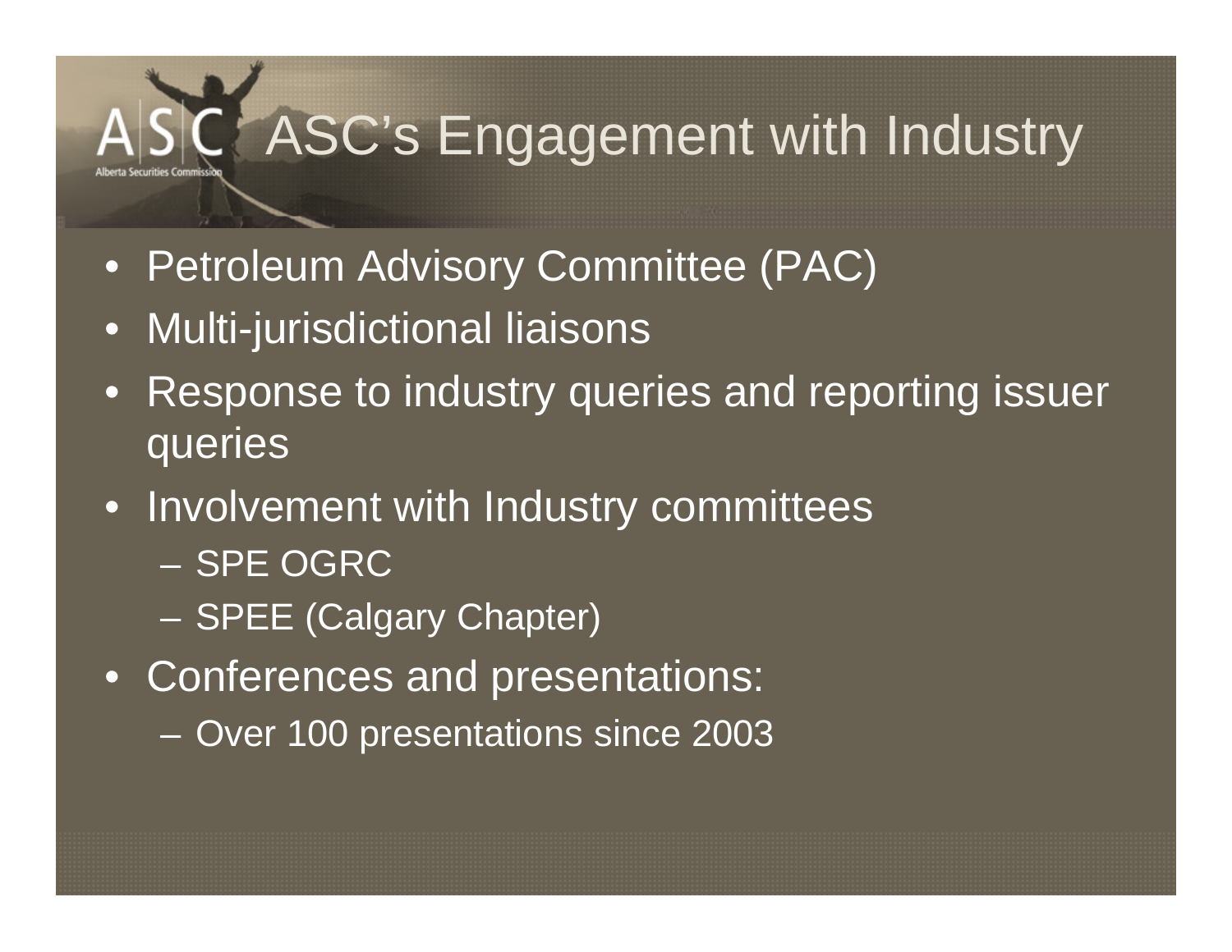# ASC's Engagement with Industry

- Petroleum Advisory Committee (PAC)
- Multi-jurisdictional liaisons
- Response to industry queries and reporting issuer queries
- Involvement with Industry committees
  - SPE OGRC
  - SPEE (Calgary Chapter)
- Conferences and presentations:
  - Over 100 presentations since 2003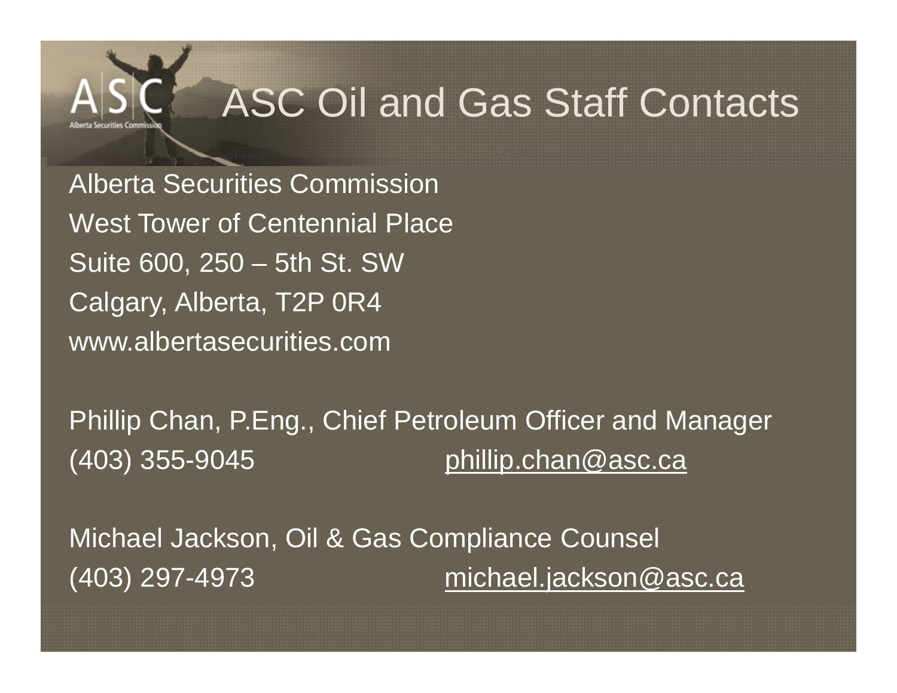# ASC Oil and Gas Staff Contacts

Alberta Securities Commission
West Tower of Centennial Place
Suite 600, 250 – 5th St. SW
Calgary, Alberta, T2P 0R4
www.albertasecurities.com

Phillip Chan, P.Eng., Chief Petroleum Officer and Manager
(403) 355-9045 phillip.chan@asc.ca

Michael Jackson, Oil & Gas Compliance Counsel
(403) 297-4973 michael.jackson@asc.ca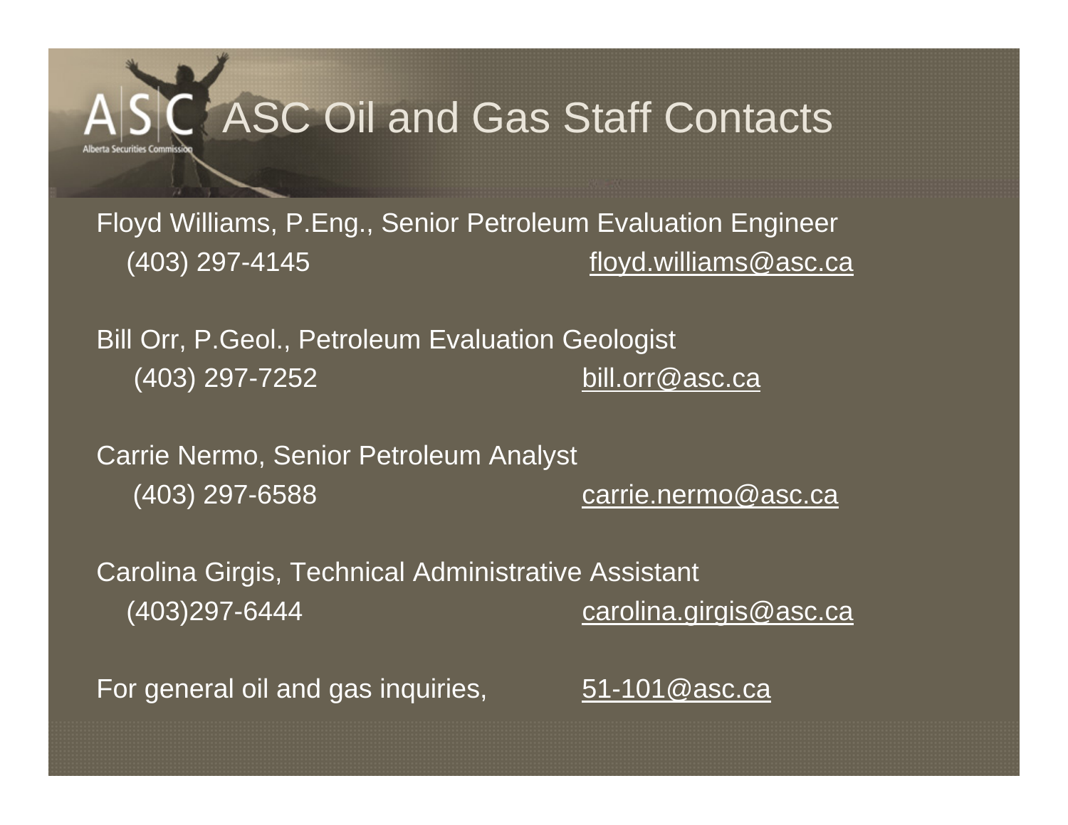# ASC Oil and Gas Staff Contacts

Floyd Williams, P.Eng., Senior Petroleum Evaluation Engineer
(403) 297-4145 floyd.williams@asc.ca

Bill Orr, P.Geol., Petroleum Evaluation Geologist
(403) 297-7252 bill.orr@asc.ca

Carrie Nermo, Senior Petroleum Analyst
(403) 297-6588 carrie.nermo@asc.ca

Carolina Girgis, Technical Administrative Assistant
(403)297-6444 carolina.girgis@asc.ca

For general oil and gas inquiries, 51-101@asc.ca